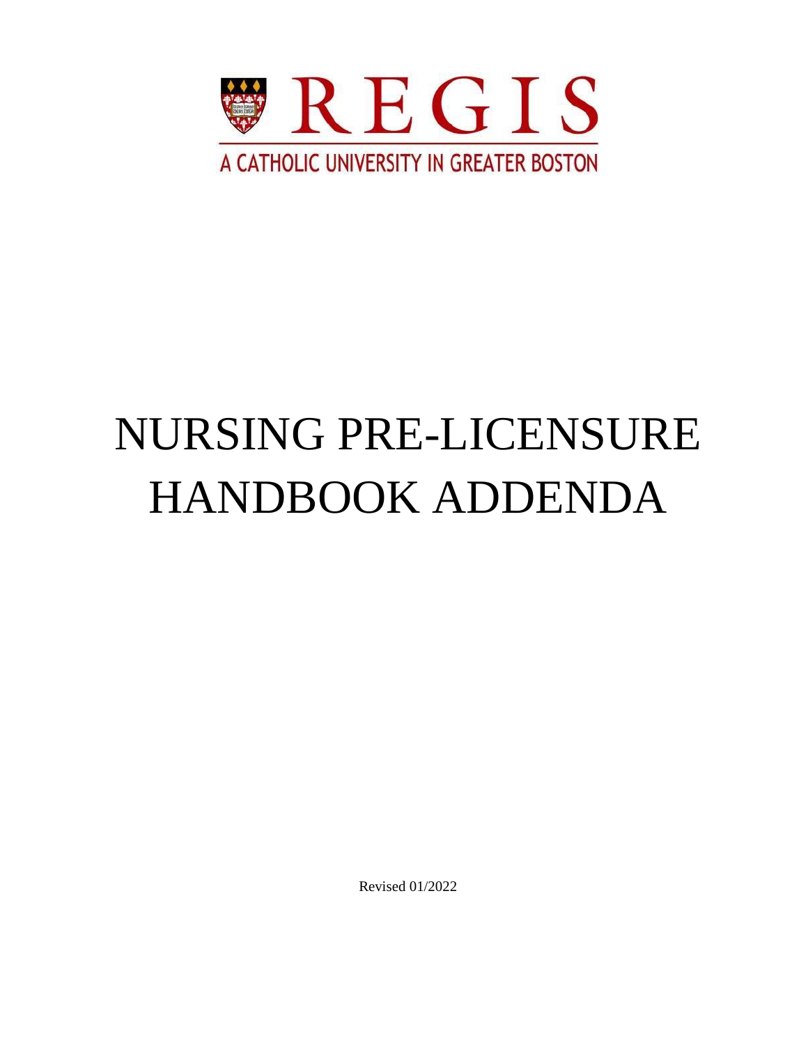REGIS

A CATHOLIC UNIVERSITY IN GREATER BOSTON

# NURSING PRE-LICENSURE HANDBOOK ADDENDA

Revised 01/2022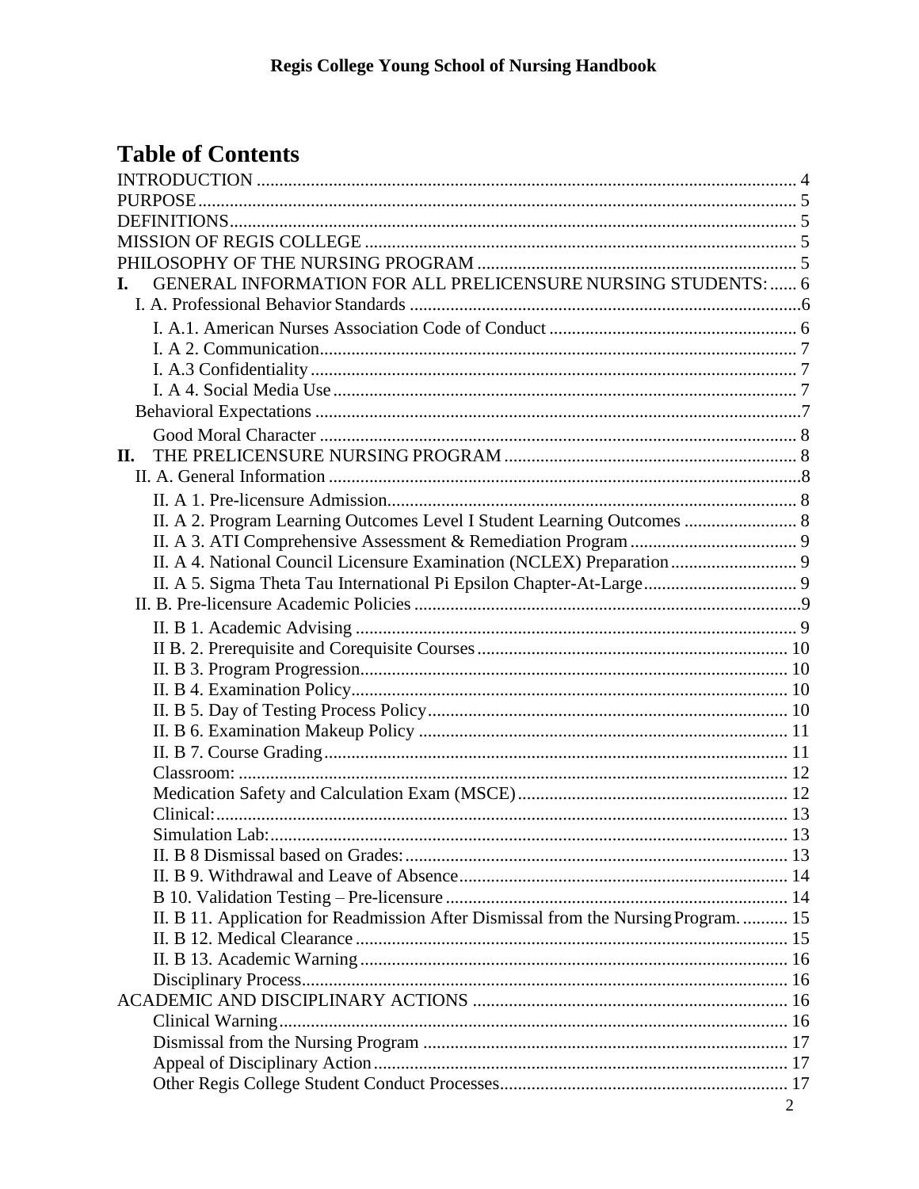# Table of Contents

INTRODUCTION ..... 4
PURPOSE ..... 5
DEFINITIONS ..... 5
MISSION OF REGIS COLLEGE ..... 5
PHILOSOPHY OF THE NURSING PROGRAM ..... 5
I. GENERAL INFORMATION FOR ALL PRELICENSURE NURSING STUDENTS: ..... 6
- I. A. Professional Behavior Standards ..... 6
  - I. A.1. American Nurses Association Code of Conduct ..... 6
  - I. A 2. Communication ..... 7
  - I. A.3 Confidentiality ..... 7
  - I. A 4. Social Media Use ..... 7
- Behavioral Expectations ..... 7
  - Good Moral Character ..... 8

II. THE PRELICENSURE NURSING PROGRAM ..... 8
- II. A. General Information ..... 8
  - II. A 1. Pre-licensure Admission ..... 8
  - II. A 2. Program Learning Outcomes Level I Student Learning Outcomes ..... 8
  - II. A 3. ATI Comprehensive Assessment & Remediation Program ..... 9
  - II. A 4. National Council Licensure Examination (NCLEX) Preparation ..... 9
  - II. A 5. Sigma Theta Tau International Pi Epsilon Chapter-At-Large ..... 9
- II. B. Pre-licensure Academic Policies ..... 9
  - II. B 1. Academic Advising ..... 9
  - II B. 2. Prerequisite and Corequisite Courses ..... 10
  - II. B 3. Program Progression ..... 10
  - II. B 4. Examination Policy ..... 10
  - II. B 5. Day of Testing Process Policy ..... 10
  - II. B 6. Examination Makeup Policy ..... 11
  - II. B 7. Course Grading ..... 11
  - Classroom: ..... 12
  - Medication Safety and Calculation Exam (MSCE) ..... 12
  - Clinical: ..... 13
  - Simulation Lab: ..... 13
  - II. B 8 Dismissal based on Grades: ..... 13
  - II. B 9. Withdrawal and Leave of Absence ..... 14
  - B 10. Validation Testing – Pre-licensure ..... 14
  - II. B 11. Application for Readmission After Dismissal from the Nursing Program. ..... 15
  - II. B 12. Medical Clearance ..... 15
  - II. B 13. Academic Warning ..... 16
  - Disciplinary Process ..... 16

ACADEMIC AND DISCIPLINARY ACTIONS ..... 16
- Clinical Warning ..... 16
- Dismissal from the Nursing Program ..... 17
- Appeal of Disciplinary Action ..... 17
- Other Regis College Student Conduct Processes ..... 17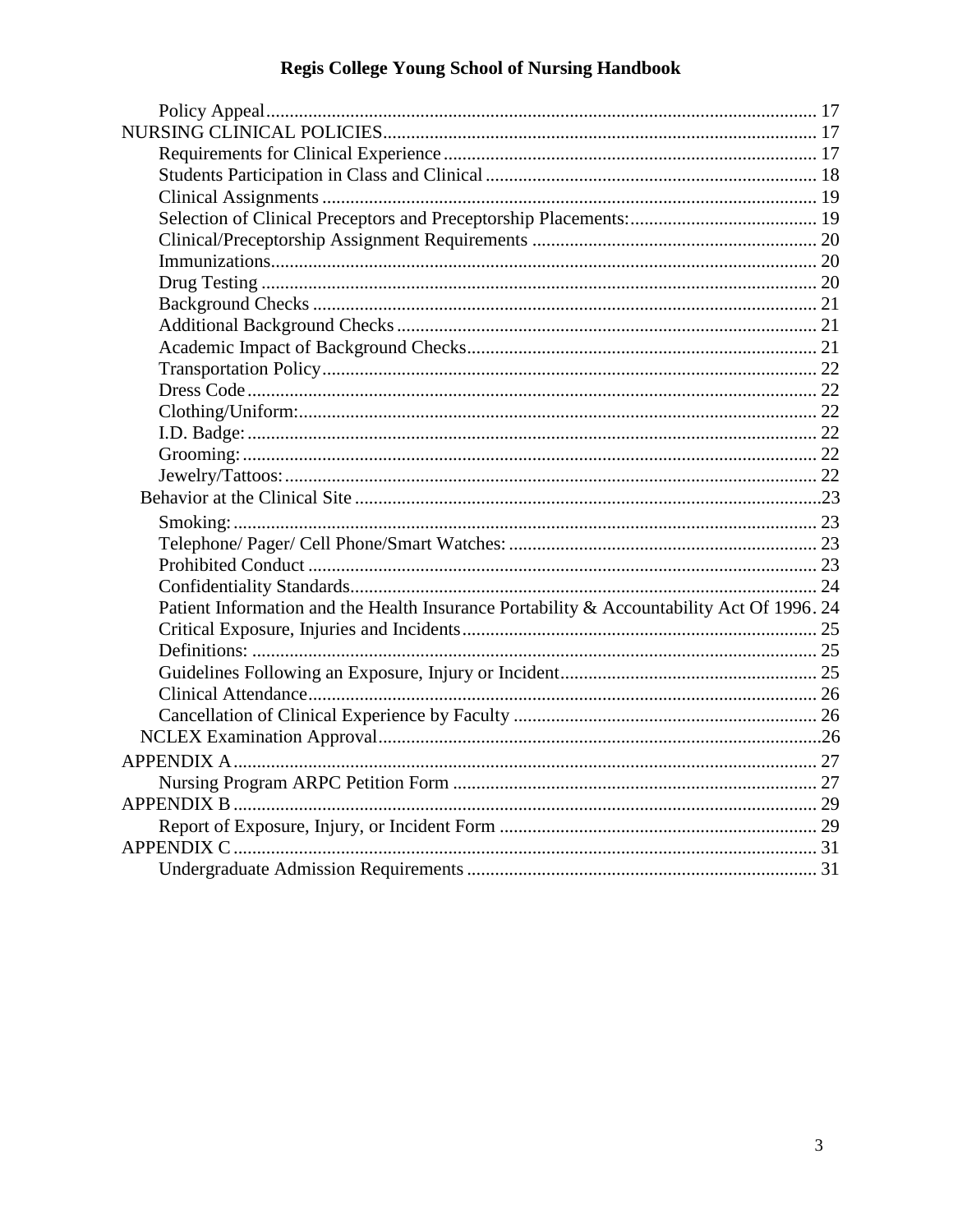- Policy Appeal ..... 17
- NURSING CLINICAL POLICIES ..... 17
  - Requirements for Clinical Experience ..... 17
  - Students Participation in Class and Clinical ..... 18
  - Clinical Assignments ..... 19
  - Selection of Clinical Preceptors and Preceptorship Placements: ..... 19
  - Clinical/Preceptorship Assignment Requirements ..... 20
  - Immunizations ..... 20
  - Drug Testing ..... 20
  - Background Checks ..... 21
  - Additional Background Checks ..... 21
  - Academic Impact of Background Checks ..... 21
  - Transportation Policy ..... 22
  - Dress Code ..... 22
  - Clothing/Uniform: ..... 22
  - I.D. Badge: ..... 22
  - Grooming: ..... 22
  - Jewelry/Tattoos: ..... 22
  - Behavior at the Clinical Site ..... 23
  - Smoking: ..... 23
  - Telephone/ Pager/ Cell Phone/Smart Watches: ..... 23
  - Prohibited Conduct ..... 23
  - Confidentiality Standards ..... 24
  - Patient Information and the Health Insurance Portability & Accountability Act Of 1996 ..... 24
  - Critical Exposure, Injuries and Incidents ..... 25
  - Definitions: ..... 25
  - Guidelines Following an Exposure, Injury or Incident ..... 25
  - Clinical Attendance ..... 26
  - Cancellation of Clinical Experience by Faculty ..... 26
  - NCLEX Examination Approval ..... 26
- APPENDIX A ..... 27
  - Nursing Program ARPC Petition Form ..... 27
- APPENDIX B ..... 29
  - Report of Exposure, Injury, or Incident Form ..... 29
- APPENDIX C ..... 31
  - Undergraduate Admission Requirements ..... 31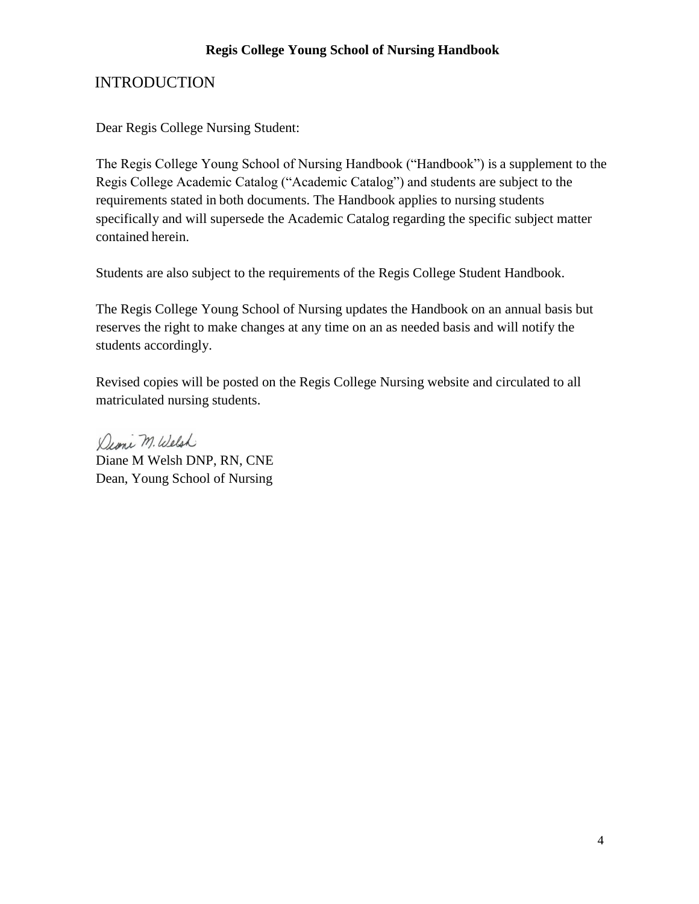# INTRODUCTION

Dear Regis College Nursing Student:

The Regis College Young School of Nursing Handbook ("Handbook") is a supplement to the Regis College Academic Catalog ("Academic Catalog") and students are subject to the requirements stated in both documents. The Handbook applies to nursing students specifically and will supersede the Academic Catalog regarding the specific subject matter contained herein.

Students are also subject to the requirements of the Regis College Student Handbook.

The Regis College Young School of Nursing updates the Handbook on an annual basis but reserves the right to make changes at any time on an as needed basis and will notify the students accordingly.

Revised copies will be posted on the Regis College Nursing website and circulated to all matriculated nursing students.

Diane M Welsh DNP, RN, CNE
Dean, Young School of Nursing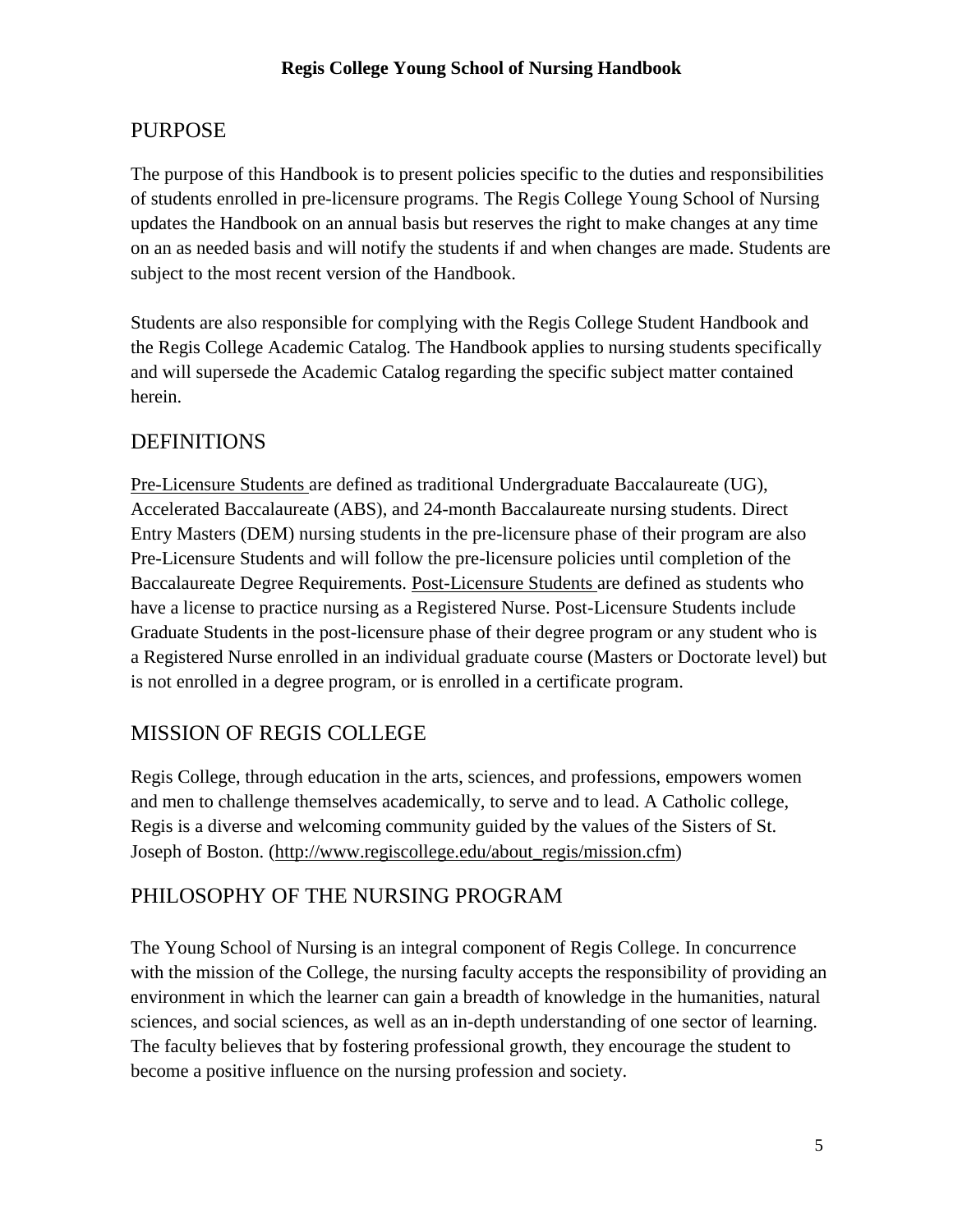## PURPOSE

The purpose of this Handbook is to present policies specific to the duties and responsibilities of students enrolled in pre-licensure programs. The Regis College Young School of Nursing updates the Handbook on an annual basis but reserves the right to make changes at any time on an as needed basis and will notify the students if and when changes are made. Students are subject to the most recent version of the Handbook.

Students are also responsible for complying with the Regis College Student Handbook and the Regis College Academic Catalog. The Handbook applies to nursing students specifically and will supersede the Academic Catalog regarding the specific subject matter contained herein.

## DEFINITIONS

Pre-Licensure Students are defined as traditional Undergraduate Baccalaureate (UG), Accelerated Baccalaureate (ABS), and 24-month Baccalaureate nursing students. Direct Entry Masters (DEM) nursing students in the pre-licensure phase of their program are also Pre-Licensure Students and will follow the pre-licensure policies until completion of the Baccalaureate Degree Requirements. Post-Licensure Students are defined as students who have a license to practice nursing as a Registered Nurse. Post-Licensure Students include Graduate Students in the post-licensure phase of their degree program or any student who is a Registered Nurse enrolled in an individual graduate course (Masters or Doctorate level) but is not enrolled in a degree program, or is enrolled in a certificate program.

## MISSION OF REGIS COLLEGE

Regis College, through education in the arts, sciences, and professions, empowers women and men to challenge themselves academically, to serve and to lead. A Catholic college, Regis is a diverse and welcoming community guided by the values of the Sisters of St. Joseph of Boston. (http://www.regiscollege.edu/about_regis/mission.cfm)

## PHILOSOPHY OF THE NURSING PROGRAM

The Young School of Nursing is an integral component of Regis College. In concurrence with the mission of the College, the nursing faculty accepts the responsibility of providing an environment in which the learner can gain a breadth of knowledge in the humanities, natural sciences, and social sciences, as well as an in-depth understanding of one sector of learning. The faculty believes that by fostering professional growth, they encourage the student to become a positive influence on the nursing profession and society.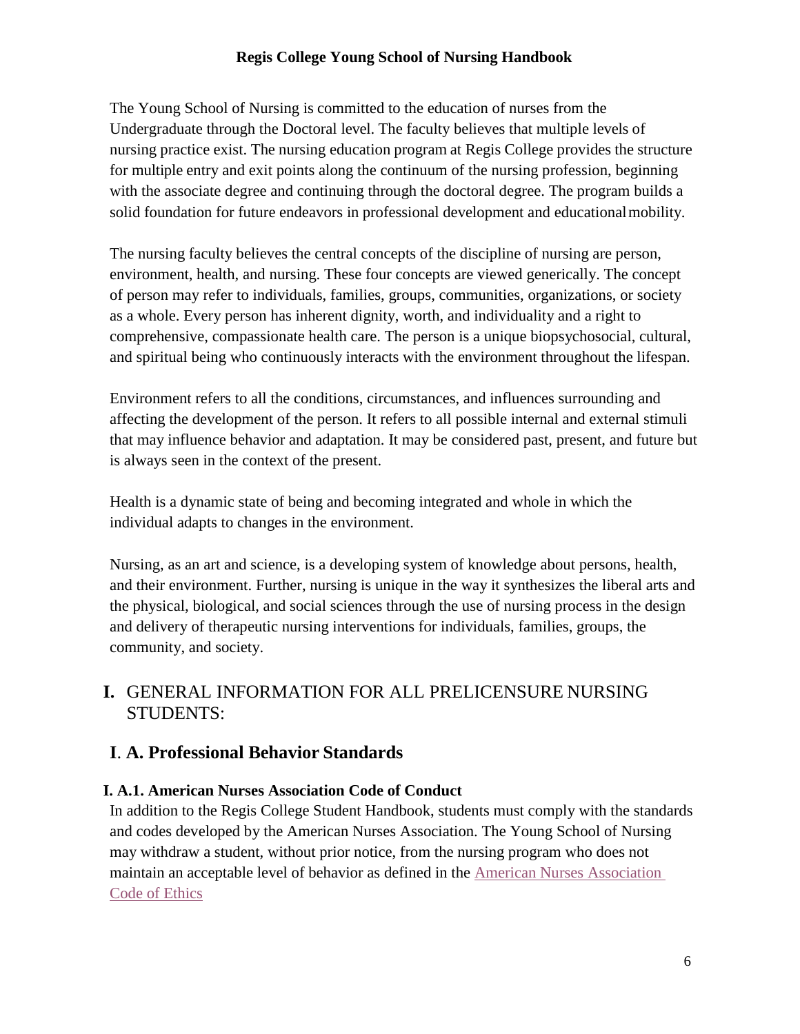The Young School of Nursing is committed to the education of nurses from the Undergraduate through the Doctoral level. The faculty believes that multiple levels of nursing practice exist. The nursing education program at Regis College provides the structure for multiple entry and exit points along the continuum of the nursing profession, beginning with the associate degree and continuing through the doctoral degree. The program builds a solid foundation for future endeavors in professional development and educational mobility.

The nursing faculty believes the central concepts of the discipline of nursing are person, environment, health, and nursing. These four concepts are viewed generically. The concept of person may refer to individuals, families, groups, communities, organizations, or society as a whole. Every person has inherent dignity, worth, and individuality and a right to comprehensive, compassionate health care. The person is a unique biopsychosocial, cultural, and spiritual being who continuously interacts with the environment throughout the lifespan.

Environment refers to all the conditions, circumstances, and influences surrounding and affecting the development of the person. It refers to all possible internal and external stimuli that may influence behavior and adaptation. It may be considered past, present, and future but is always seen in the context of the present.

Health is a dynamic state of being and becoming integrated and whole in which the individual adapts to changes in the environment.

Nursing, as an art and science, is a developing system of knowledge about persons, health, and their environment. Further, nursing is unique in the way it synthesizes the liberal arts and the physical, biological, and social sciences through the use of nursing process in the design and delivery of therapeutic nursing interventions for individuals, families, groups, the community, and society.

# I. GENERAL INFORMATION FOR ALL PRELICENSURE NURSING STUDENTS:

## I. A. Professional Behavior Standards

### I. A.1. American Nurses Association Code of Conduct

In addition to the Regis College Student Handbook, students must comply with the standards and codes developed by the American Nurses Association. The Young School of Nursing may withdraw a student, without prior notice, from the nursing program who does not maintain an acceptable level of behavior as defined in the American Nurses Association Code of Ethics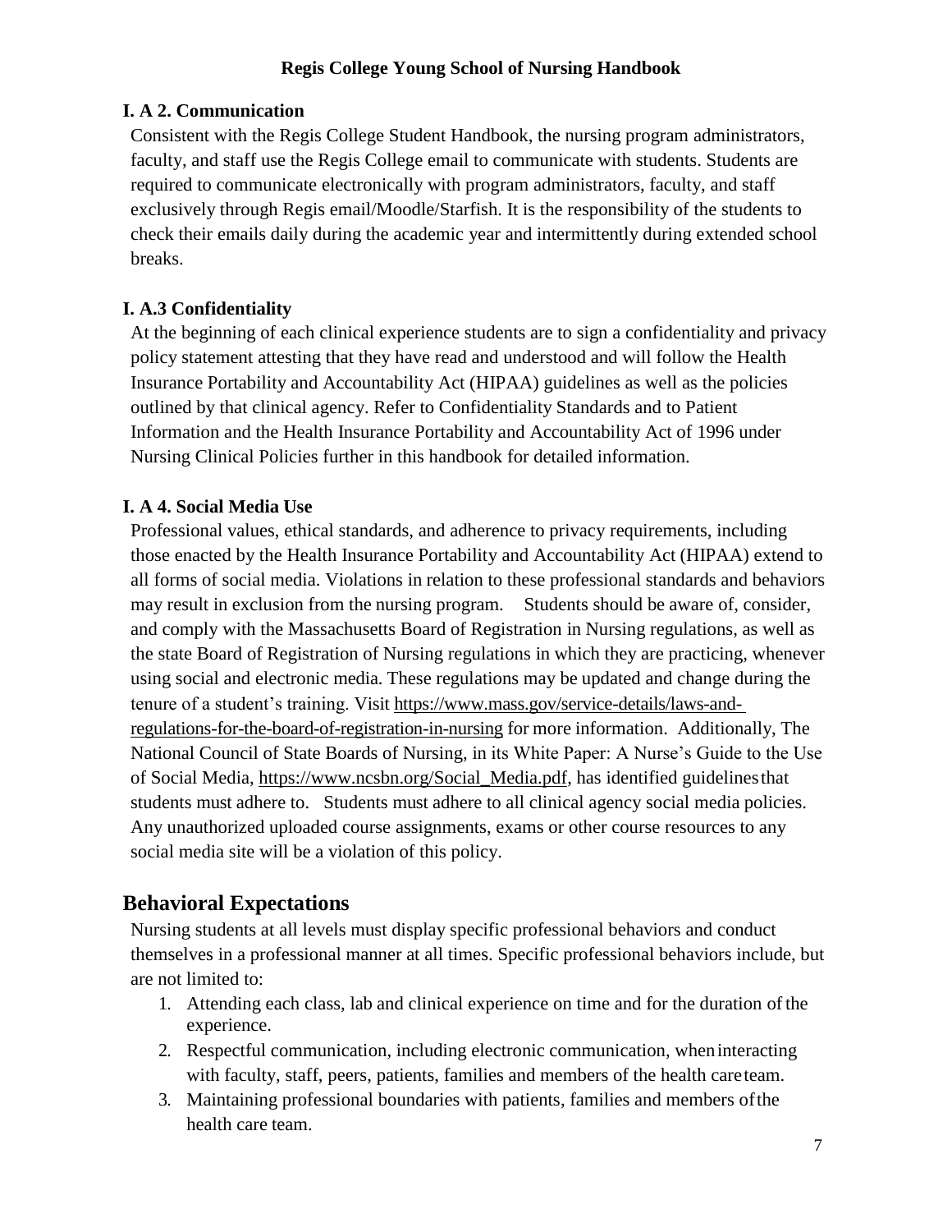### I. A 2. Communication

Consistent with the Regis College Student Handbook, the nursing program administrators, faculty, and staff use the Regis College email to communicate with students. Students are required to communicate electronically with program administrators, faculty, and staff exclusively through Regis email/Moodle/Starfish. It is the responsibility of the students to check their emails daily during the academic year and intermittently during extended school breaks.

### I. A.3 Confidentiality

At the beginning of each clinical experience students are to sign a confidentiality and privacy policy statement attesting that they have read and understood and will follow the Health Insurance Portability and Accountability Act (HIPAA) guidelines as well as the policies outlined by that clinical agency. Refer to Confidentiality Standards and to Patient Information and the Health Insurance Portability and Accountability Act of 1996 under Nursing Clinical Policies further in this handbook for detailed information.

### I. A 4. Social Media Use

Professional values, ethical standards, and adherence to privacy requirements, including those enacted by the Health Insurance Portability and Accountability Act (HIPAA) extend to all forms of social media. Violations in relation to these professional standards and behaviors may result in exclusion from the nursing program. Students should be aware of, consider, and comply with the Massachusetts Board of Registration in Nursing regulations, as well as the state Board of Registration of Nursing regulations in which they are practicing, whenever using social and electronic media. These regulations may be updated and change during the tenure of a student's training. Visit https://www.mass.gov/service-details/laws-and-regulations-for-the-board-of-registration-in-nursing for more information. Additionally, The National Council of State Boards of Nursing, in its White Paper: A Nurse's Guide to the Use of Social Media, https://www.ncsbn.org/Social_Media.pdf, has identified guidelines that students must adhere to. Students must adhere to all clinical agency social media policies. Any unauthorized uploaded course assignments, exams or other course resources to any social media site will be a violation of this policy.

## Behavioral Expectations

Nursing students at all levels must display specific professional behaviors and conduct themselves in a professional manner at all times. Specific professional behaviors include, but are not limited to:

1. Attending each class, lab and clinical experience on time and for the duration of the experience.
2. Respectful communication, including electronic communication, when interacting with faculty, staff, peers, patients, families and members of the health care team.
3. Maintaining professional boundaries with patients, families and members of the health care team.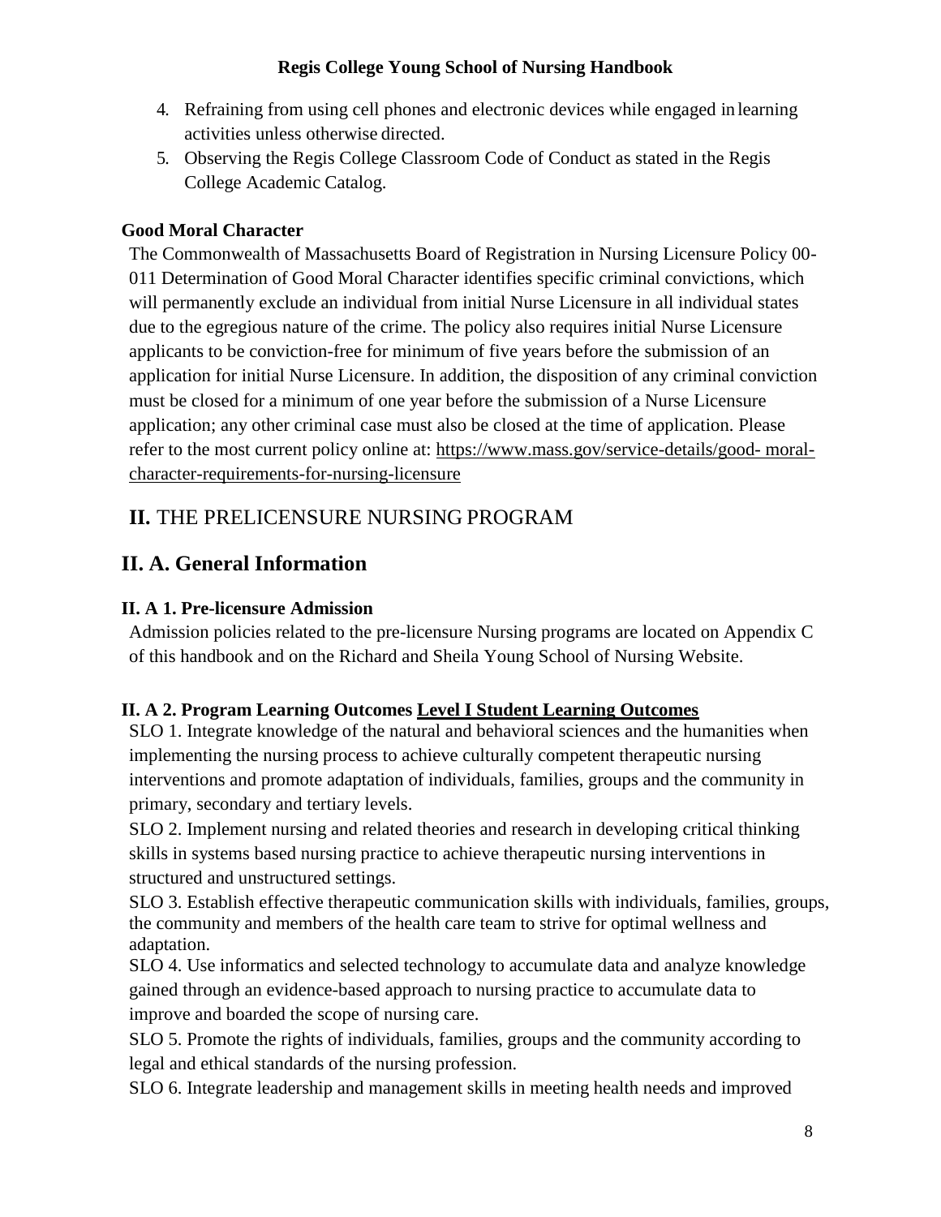4. Refraining from using cell phones and electronic devices while engaged in learning activities unless otherwise directed.
5. Observing the Regis College Classroom Code of Conduct as stated in the Regis College Academic Catalog.

### Good Moral Character

The Commonwealth of Massachusetts Board of Registration in Nursing Licensure Policy 00-011 Determination of Good Moral Character identifies specific criminal convictions, which will permanently exclude an individual from initial Nurse Licensure in all individual states due to the egregious nature of the crime. The policy also requires initial Nurse Licensure applicants to be conviction-free for minimum of five years before the submission of an application for initial Nurse Licensure. In addition, the disposition of any criminal conviction must be closed for a minimum of one year before the submission of a Nurse Licensure application; any other criminal case must also be closed at the time of application. Please refer to the most current policy online at: https://www.mass.gov/service-details/good- moral-character-requirements-for-nursing-licensure

# II. THE PRELICENSURE NURSING PROGRAM

## II. A. General Information

### II. A 1. Pre-licensure Admission

Admission policies related to the pre-licensure Nursing programs are located on Appendix C of this handbook and on the Richard and Sheila Young School of Nursing Website.

### II. A 2. Program Learning Outcomes <u>Level I Student Learning Outcomes</u>

SLO 1. Integrate knowledge of the natural and behavioral sciences and the humanities when implementing the nursing process to achieve culturally competent therapeutic nursing interventions and promote adaptation of individuals, families, groups and the community in primary, secondary and tertiary levels.

SLO 2. Implement nursing and related theories and research in developing critical thinking skills in systems based nursing practice to achieve therapeutic nursing interventions in structured and unstructured settings.

SLO 3. Establish effective therapeutic communication skills with individuals, families, groups, the community and members of the health care team to strive for optimal wellness and adaptation.

SLO 4. Use informatics and selected technology to accumulate data and analyze knowledge gained through an evidence-based approach to nursing practice to accumulate data to improve and boarded the scope of nursing care.

SLO 5. Promote the rights of individuals, families, groups and the community according to legal and ethical standards of the nursing profession.

SLO 6. Integrate leadership and management skills in meeting health needs and improved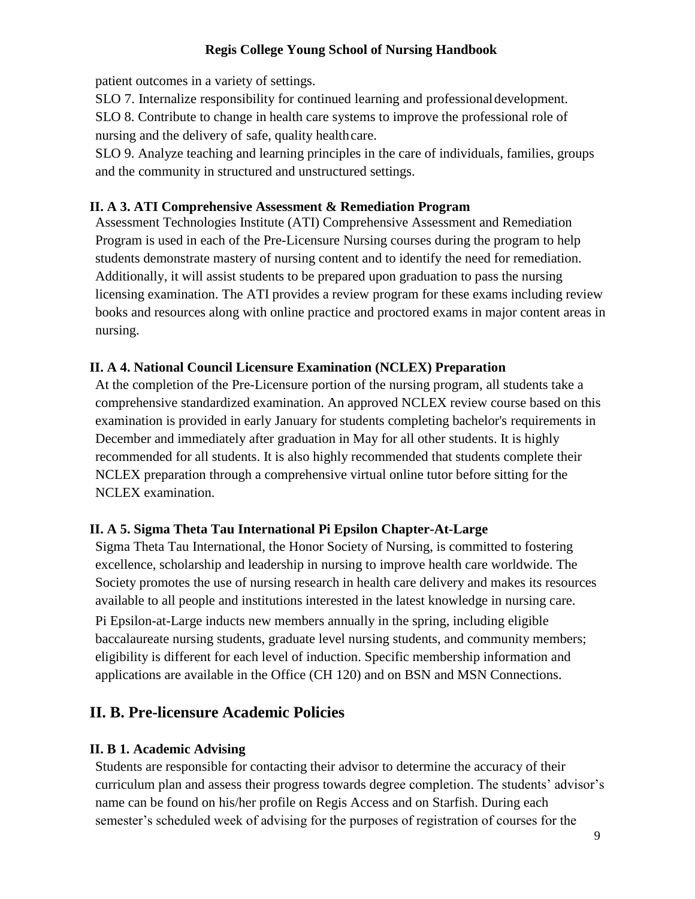patient outcomes in a variety of settings.

SLO 7. Internalize responsibility for continued learning and professional development.

SLO 8. Contribute to change in health care systems to improve the professional role of nursing and the delivery of safe, quality health care.

SLO 9. Analyze teaching and learning principles in the care of individuals, families, groups and the community in structured and unstructured settings.

### II. A 3. ATI Comprehensive Assessment & Remediation Program

Assessment Technologies Institute (ATI) Comprehensive Assessment and Remediation Program is used in each of the Pre-Licensure Nursing courses during the program to help students demonstrate mastery of nursing content and to identify the need for remediation. Additionally, it will assist students to be prepared upon graduation to pass the nursing licensing examination. The ATI provides a review program for these exams including review books and resources along with online practice and proctored exams in major content areas in nursing.

### II. A 4. National Council Licensure Examination (NCLEX) Preparation

At the completion of the Pre-Licensure portion of the nursing program, all students take a comprehensive standardized examination. An approved NCLEX review course based on this examination is provided in early January for students completing bachelor's requirements in December and immediately after graduation in May for all other students. It is highly recommended for all students. It is also highly recommended that students complete their NCLEX preparation through a comprehensive virtual online tutor before sitting for the NCLEX examination.

### II. A 5. Sigma Theta Tau International Pi Epsilon Chapter-At-Large

Sigma Theta Tau International, the Honor Society of Nursing, is committed to fostering excellence, scholarship and leadership in nursing to improve health care worldwide. The Society promotes the use of nursing research in health care delivery and makes its resources available to all people and institutions interested in the latest knowledge in nursing care.

Pi Epsilon-at-Large inducts new members annually in the spring, including eligible baccalaureate nursing students, graduate level nursing students, and community members; eligibility is different for each level of induction. Specific membership information and applications are available in the Office (CH 120) and on BSN and MSN Connections.

## II. B. Pre-licensure Academic Policies

### II. B 1. Academic Advising

Students are responsible for contacting their advisor to determine the accuracy of their curriculum plan and assess their progress towards degree completion. The students' advisor's name can be found on his/her profile on Regis Access and on Starfish. During each semester's scheduled week of advising for the purposes of registration of courses for the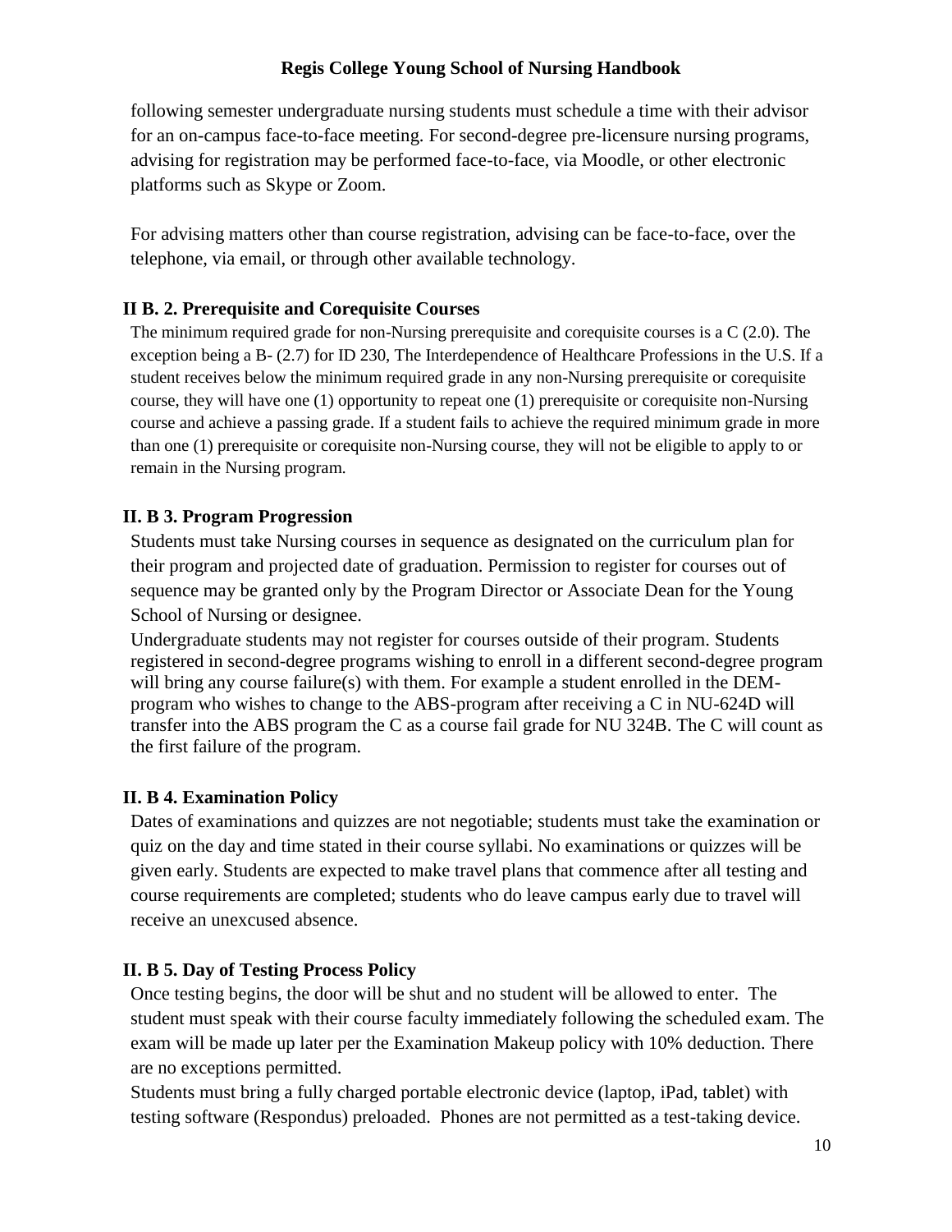following semester undergraduate nursing students must schedule a time with their advisor for an on-campus face-to-face meeting. For second-degree pre-licensure nursing programs, advising for registration may be performed face-to-face, via Moodle, or other electronic platforms such as Skype or Zoom.

For advising matters other than course registration, advising can be face-to-face, over the telephone, via email, or through other available technology.

### II B. 2. Prerequisite and Corequisite Courses

The minimum required grade for non-Nursing prerequisite and corequisite courses is a C (2.0). The exception being a B- (2.7) for ID 230, The Interdependence of Healthcare Professions in the U.S. If a student receives below the minimum required grade in any non-Nursing prerequisite or corequisite course, they will have one (1) opportunity to repeat one (1) prerequisite or corequisite non-Nursing course and achieve a passing grade. If a student fails to achieve the required minimum grade in more than one (1) prerequisite or corequisite non-Nursing course, they will not be eligible to apply to or remain in the Nursing program.

### II. B 3. Program Progression

Students must take Nursing courses in sequence as designated on the curriculum plan for their program and projected date of graduation. Permission to register for courses out of sequence may be granted only by the Program Director or Associate Dean for the Young School of Nursing or designee.

Undergraduate students may not register for courses outside of their program. Students registered in second-degree programs wishing to enroll in a different second-degree program will bring any course failure(s) with them. For example a student enrolled in the DEM-program who wishes to change to the ABS-program after receiving a C in NU-624D will transfer into the ABS program the C as a course fail grade for NU 324B. The C will count as the first failure of the program.

### II. B 4. Examination Policy

Dates of examinations and quizzes are not negotiable; students must take the examination or quiz on the day and time stated in their course syllabi. No examinations or quizzes will be given early. Students are expected to make travel plans that commence after all testing and course requirements are completed; students who do leave campus early due to travel will receive an unexcused absence.

### II. B 5. Day of Testing Process Policy

Once testing begins, the door will be shut and no student will be allowed to enter. The student must speak with their course faculty immediately following the scheduled exam. The exam will be made up later per the Examination Makeup policy with 10% deduction. There are no exceptions permitted.

Students must bring a fully charged portable electronic device (laptop, iPad, tablet) with testing software (Respondus) preloaded. Phones are not permitted as a test-taking device.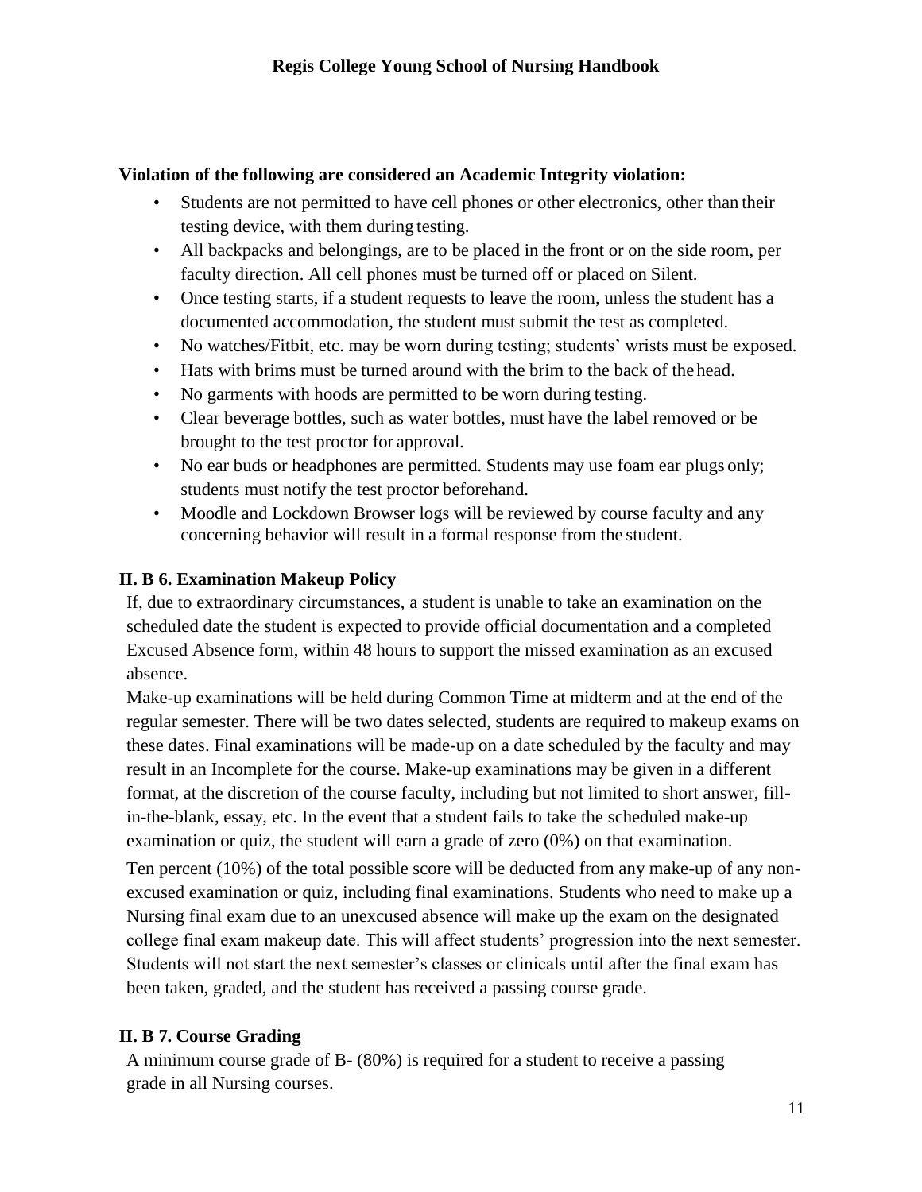**Violation of the following are considered an Academic Integrity violation:**

- Students are not permitted to have cell phones or other electronics, other than their testing device, with them during testing.
- All backpacks and belongings, are to be placed in the front or on the side room, per faculty direction. All cell phones must be turned off or placed on Silent.
- Once testing starts, if a student requests to leave the room, unless the student has a documented accommodation, the student must submit the test as completed.
- No watches/Fitbit, etc. may be worn during testing; students' wrists must be exposed.
- Hats with brims must be turned around with the brim to the back of the head.
- No garments with hoods are permitted to be worn during testing.
- Clear beverage bottles, such as water bottles, must have the label removed or be brought to the test proctor for approval.
- No ear buds or headphones are permitted. Students may use foam ear plugs only; students must notify the test proctor beforehand.
- Moodle and Lockdown Browser logs will be reviewed by course faculty and any concerning behavior will result in a formal response from the student.

### II. B 6. Examination Makeup Policy

If, due to extraordinary circumstances, a student is unable to take an examination on the scheduled date the student is expected to provide official documentation and a completed Excused Absence form, within 48 hours to support the missed examination as an excused absence.

Make-up examinations will be held during Common Time at midterm and at the end of the regular semester. There will be two dates selected, students are required to makeup exams on these dates. Final examinations will be made-up on a date scheduled by the faculty and may result in an Incomplete for the course. Make-up examinations may be given in a different format, at the discretion of the course faculty, including but not limited to short answer, fill-in-the-blank, essay, etc. In the event that a student fails to take the scheduled make-up examination or quiz, the student will earn a grade of zero (0%) on that examination.

Ten percent (10%) of the total possible score will be deducted from any make-up of any non-excused examination or quiz, including final examinations. Students who need to make up a Nursing final exam due to an unexcused absence will make up the exam on the designated college final exam makeup date. This will affect students' progression into the next semester. Students will not start the next semester's classes or clinicals until after the final exam has been taken, graded, and the student has received a passing course grade.

### II. B 7. Course Grading

A minimum course grade of B- (80%) is required for a student to receive a passing grade in all Nursing courses.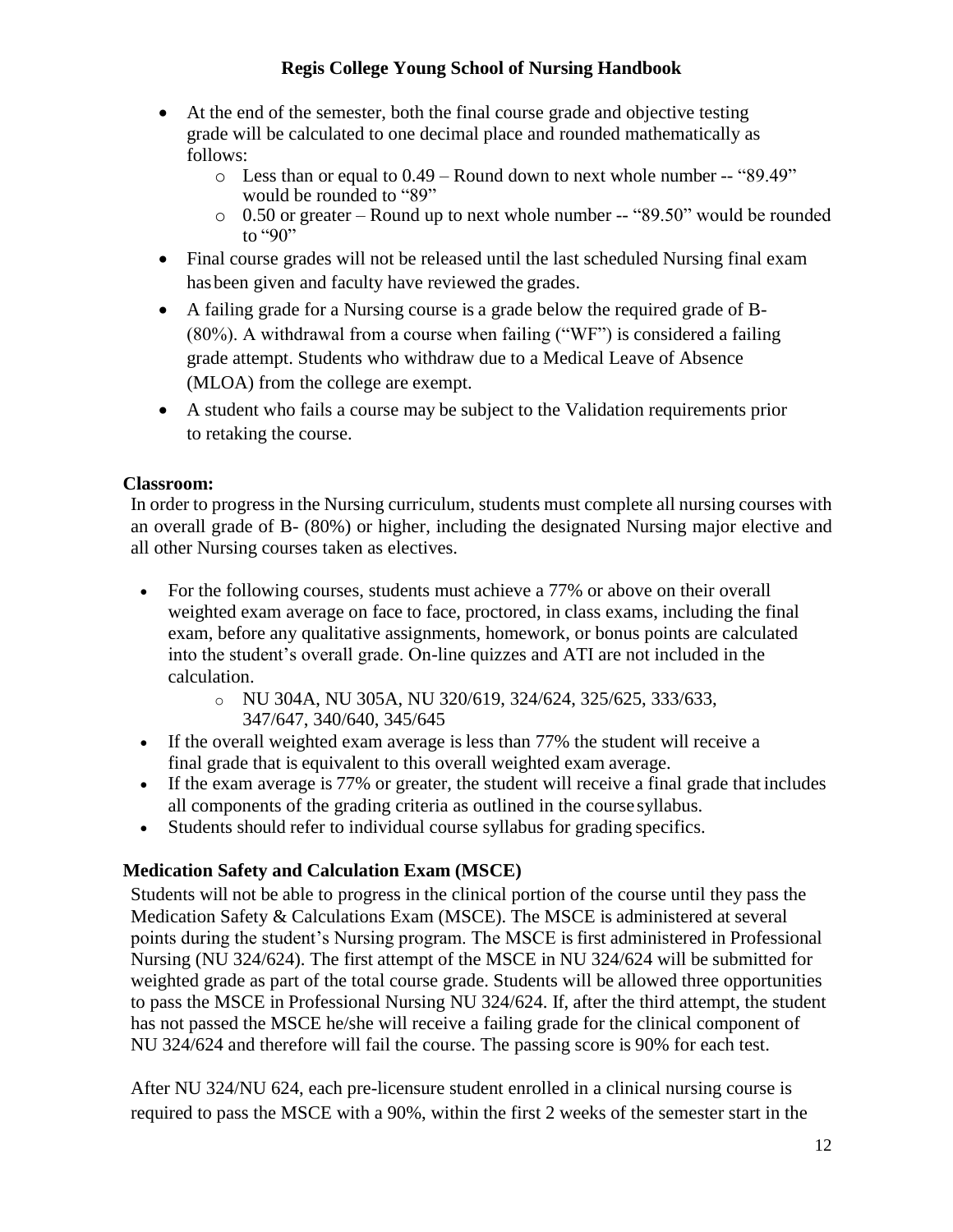- At the end of the semester, both the final course grade and objective testing grade will be calculated to one decimal place and rounded mathematically as follows:
  - Less than or equal to 0.49 – Round down to next whole number -- "89.49" would be rounded to "89"
  - 0.50 or greater – Round up to next whole number -- "89.50" would be rounded to "90"
- Final course grades will not be released until the last scheduled Nursing final exam has been given and faculty have reviewed the grades.
- A failing grade for a Nursing course is a grade below the required grade of B- (80%). A withdrawal from a course when failing ("WF") is considered a failing grade attempt. Students who withdraw due to a Medical Leave of Absence (MLOA) from the college are exempt.
- A student who fails a course may be subject to the Validation requirements prior to retaking the course.

**Classroom:**

In order to progress in the Nursing curriculum, students must complete all nursing courses with an overall grade of B- (80%) or higher, including the designated Nursing major elective and all other Nursing courses taken as electives.

- For the following courses, students must achieve a 77% or above on their overall weighted exam average on face to face, proctored, in class exams, including the final exam, before any qualitative assignments, homework, or bonus points are calculated into the student's overall grade. On-line quizzes and ATI are not included in the calculation.
  - NU 304A, NU 305A, NU 320/619, 324/624, 325/625, 333/633, 347/647, 340/640, 345/645
- If the overall weighted exam average is less than 77% the student will receive a final grade that is equivalent to this overall weighted exam average.
- If the exam average is 77% or greater, the student will receive a final grade that includes all components of the grading criteria as outlined in the course syllabus.
- Students should refer to individual course syllabus for grading specifics.

**Medication Safety and Calculation Exam (MSCE)**

Students will not be able to progress in the clinical portion of the course until they pass the Medication Safety & Calculations Exam (MSCE). The MSCE is administered at several points during the student's Nursing program. The MSCE is first administered in Professional Nursing (NU 324/624). The first attempt of the MSCE in NU 324/624 will be submitted for weighted grade as part of the total course grade. Students will be allowed three opportunities to pass the MSCE in Professional Nursing NU 324/624. If, after the third attempt, the student has not passed the MSCE he/she will receive a failing grade for the clinical component of NU 324/624 and therefore will fail the course. The passing score is 90% for each test.

After NU 324/NU 624, each pre-licensure student enrolled in a clinical nursing course is required to pass the MSCE with a 90%, within the first 2 weeks of the semester start in the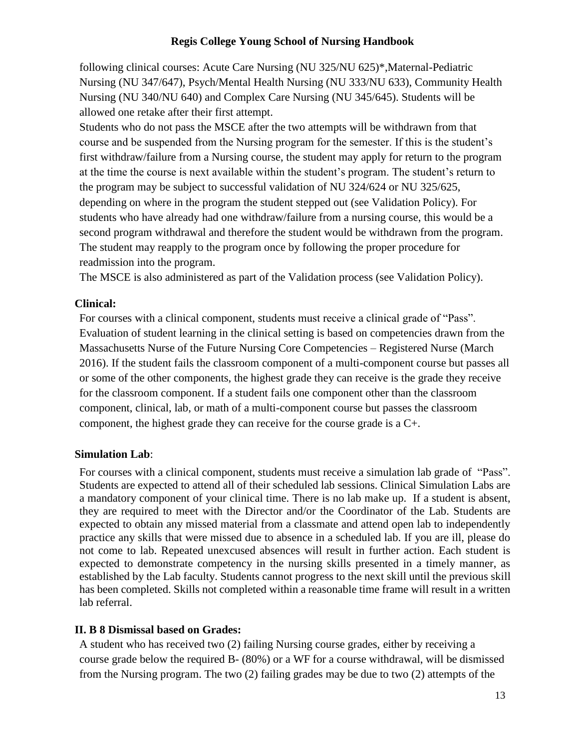following clinical courses: Acute Care Nursing (NU 325/NU 625)*,Maternal-Pediatric Nursing (NU 347/647), Psych/Mental Health Nursing (NU 333/NU 633), Community Health Nursing (NU 340/NU 640) and Complex Care Nursing (NU 345/645). Students will be allowed one retake after their first attempt.

Students who do not pass the MSCE after the two attempts will be withdrawn from that course and be suspended from the Nursing program for the semester. If this is the student's first withdraw/failure from a Nursing course, the student may apply for return to the program at the time the course is next available within the student's program. The student's return to the program may be subject to successful validation of NU 324/624 or NU 325/625, depending on where in the program the student stepped out (see Validation Policy). For students who have already had one withdraw/failure from a nursing course, this would be a second program withdrawal and therefore the student would be withdrawn from the program. The student may reapply to the program once by following the proper procedure for readmission into the program.

The MSCE is also administered as part of the Validation process (see Validation Policy).

**Clinical:**

For courses with a clinical component, students must receive a clinical grade of "Pass". Evaluation of student learning in the clinical setting is based on competencies drawn from the Massachusetts Nurse of the Future Nursing Core Competencies – Registered Nurse (March 2016). If the student fails the classroom component of a multi-component course but passes all or some of the other components, the highest grade they can receive is the grade they receive for the classroom component. If a student fails one component other than the classroom component, clinical, lab, or math of a multi-component course but passes the classroom component, the highest grade they can receive for the course grade is a C+.

**Simulation Lab**:

For courses with a clinical component, students must receive a simulation lab grade of "Pass". Students are expected to attend all of their scheduled lab sessions. Clinical Simulation Labs are a mandatory component of your clinical time. There is no lab make up. If a student is absent, they are required to meet with the Director and/or the Coordinator of the Lab. Students are expected to obtain any missed material from a classmate and attend open lab to independently practice any skills that were missed due to absence in a scheduled lab. If you are ill, please do not come to lab. Repeated unexcused absences will result in further action. Each student is expected to demonstrate competency in the nursing skills presented in a timely manner, as established by the Lab faculty. Students cannot progress to the next skill until the previous skill has been completed. Skills not completed within a reasonable time frame will result in a written lab referral.

### II. B 8 Dismissal based on Grades:

A student who has received two (2) failing Nursing course grades, either by receiving a course grade below the required B- (80%) or a WF for a course withdrawal, will be dismissed from the Nursing program. The two (2) failing grades may be due to two (2) attempts of the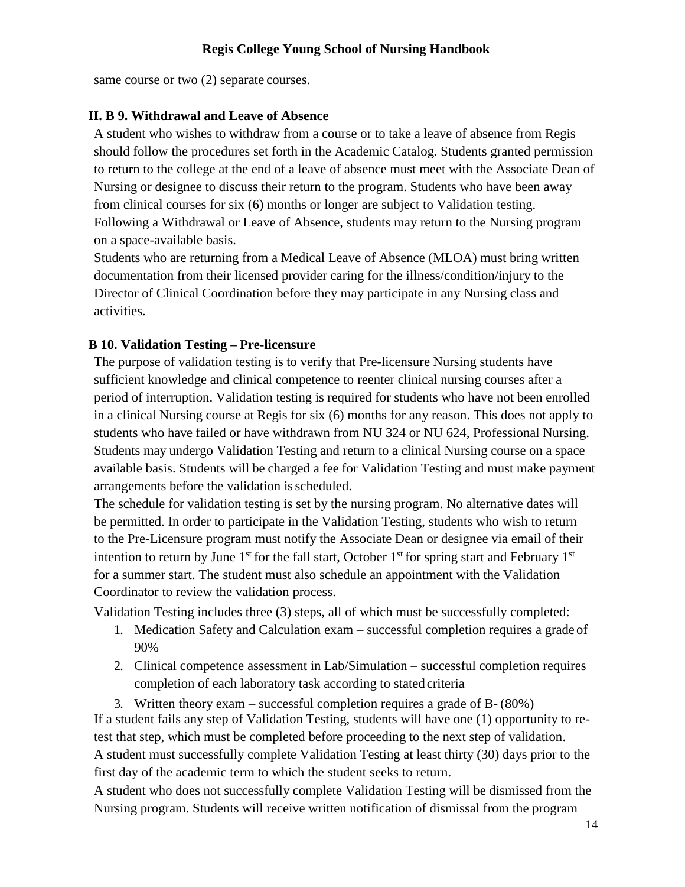same course or two (2) separate courses.

### II. B 9. Withdrawal and Leave of Absence

A student who wishes to withdraw from a course or to take a leave of absence from Regis should follow the procedures set forth in the Academic Catalog. Students granted permission to return to the college at the end of a leave of absence must meet with the Associate Dean of Nursing or designee to discuss their return to the program. Students who have been away from clinical courses for six (6) months or longer are subject to Validation testing. Following a Withdrawal or Leave of Absence, students may return to the Nursing program on a space-available basis.

Students who are returning from a Medical Leave of Absence (MLOA) must bring written documentation from their licensed provider caring for the illness/condition/injury to the Director of Clinical Coordination before they may participate in any Nursing class and activities.

### B 10. Validation Testing – Pre-licensure

The purpose of validation testing is to verify that Pre-licensure Nursing students have sufficient knowledge and clinical competence to reenter clinical nursing courses after a period of interruption. Validation testing is required for students who have not been enrolled in a clinical Nursing course at Regis for six (6) months for any reason. This does not apply to students who have failed or have withdrawn from NU 324 or NU 624, Professional Nursing. Students may undergo Validation Testing and return to a clinical Nursing course on a space available basis. Students will be charged a fee for Validation Testing and must make payment arrangements before the validation is scheduled.

The schedule for validation testing is set by the nursing program. No alternative dates will be permitted. In order to participate in the Validation Testing, students who wish to return to the Pre-Licensure program must notify the Associate Dean or designee via email of their intention to return by June 1st for the fall start, October 1st for spring start and February 1st for a summer start. The student must also schedule an appointment with the Validation Coordinator to review the validation process.

Validation Testing includes three (3) steps, all of which must be successfully completed:

1. Medication Safety and Calculation exam – successful completion requires a grade of 90%
2. Clinical competence assessment in Lab/Simulation – successful completion requires completion of each laboratory task according to stated criteria
3. Written theory exam – successful completion requires a grade of B- (80%)

If a student fails any step of Validation Testing, students will have one (1) opportunity to re-test that step, which must be completed before proceeding to the next step of validation.

A student must successfully complete Validation Testing at least thirty (30) days prior to the first day of the academic term to which the student seeks to return.

A student who does not successfully complete Validation Testing will be dismissed from the Nursing program. Students will receive written notification of dismissal from the program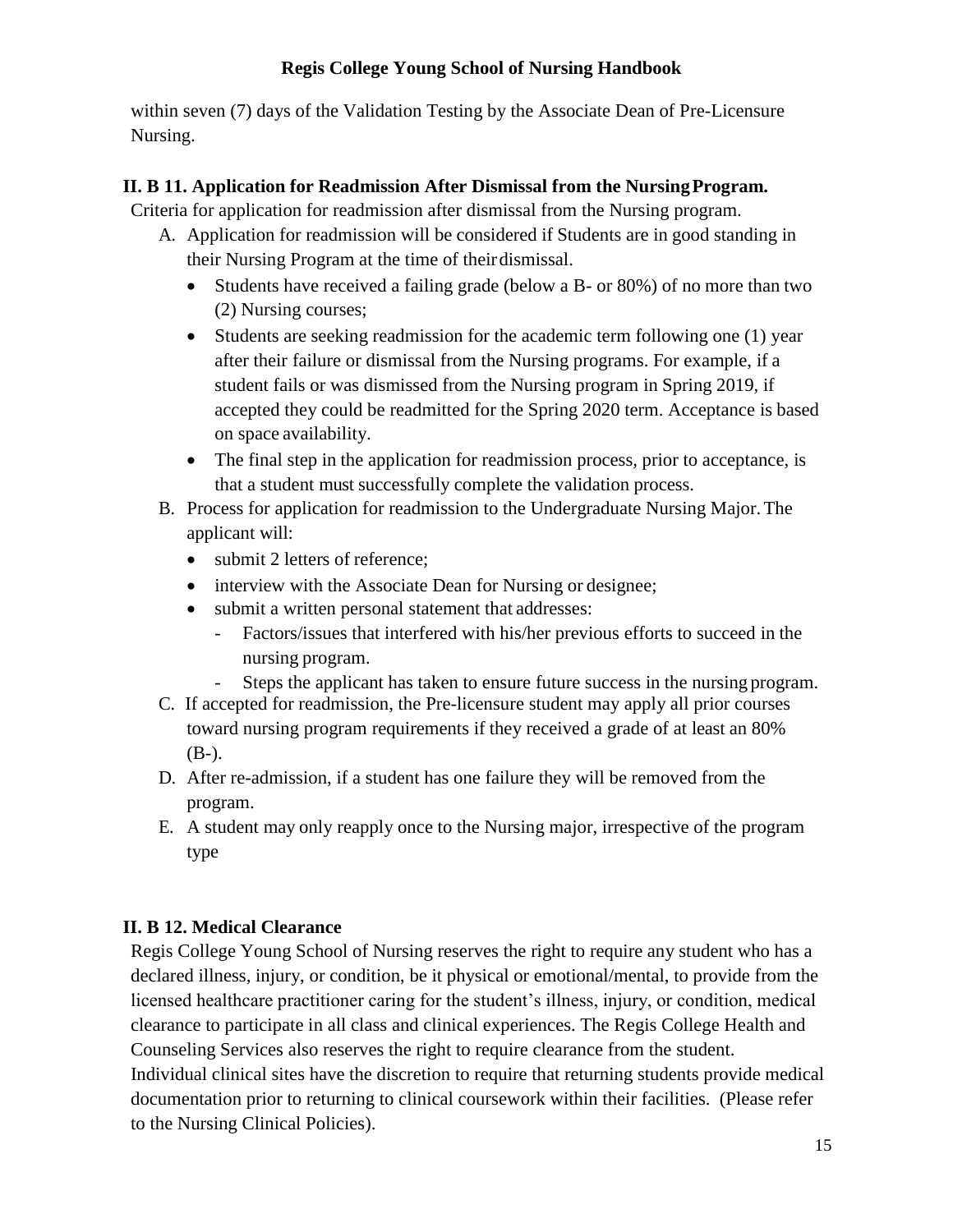within seven (7) days of the Validation Testing by the Associate Dean of Pre-Licensure Nursing.

### II. B 11. Application for Readmission After Dismissal from the Nursing Program.

Criteria for application for readmission after dismissal from the Nursing program.

A. Application for readmission will be considered if Students are in good standing in their Nursing Program at the time of their dismissal.
   - Students have received a failing grade (below a B- or 80%) of no more than two (2) Nursing courses;
   - Students are seeking readmission for the academic term following one (1) year after their failure or dismissal from the Nursing programs. For example, if a student fails or was dismissed from the Nursing program in Spring 2019, if accepted they could be readmitted for the Spring 2020 term. Acceptance is based on space availability.
   - The final step in the application for readmission process, prior to acceptance, is that a student must successfully complete the validation process.
B. Process for application for readmission to the Undergraduate Nursing Major. The applicant will:
   - submit 2 letters of reference;
   - interview with the Associate Dean for Nursing or designee;
   - submit a written personal statement that addresses:
     - Factors/issues that interfered with his/her previous efforts to succeed in the nursing program.
     - Steps the applicant has taken to ensure future success in the nursing program.
C. If accepted for readmission, the Pre-licensure student may apply all prior courses toward nursing program requirements if they received a grade of at least an 80% (B-).
D. After re-admission, if a student has one failure they will be removed from the program.
E. A student may only reapply once to the Nursing major, irrespective of the program type

### II. B 12. Medical Clearance

Regis College Young School of Nursing reserves the right to require any student who has a declared illness, injury, or condition, be it physical or emotional/mental, to provide from the licensed healthcare practitioner caring for the student's illness, injury, or condition, medical clearance to participate in all class and clinical experiences. The Regis College Health and Counseling Services also reserves the right to require clearance from the student. Individual clinical sites have the discretion to require that returning students provide medical documentation prior to returning to clinical coursework within their facilities. (Please refer to the Nursing Clinical Policies).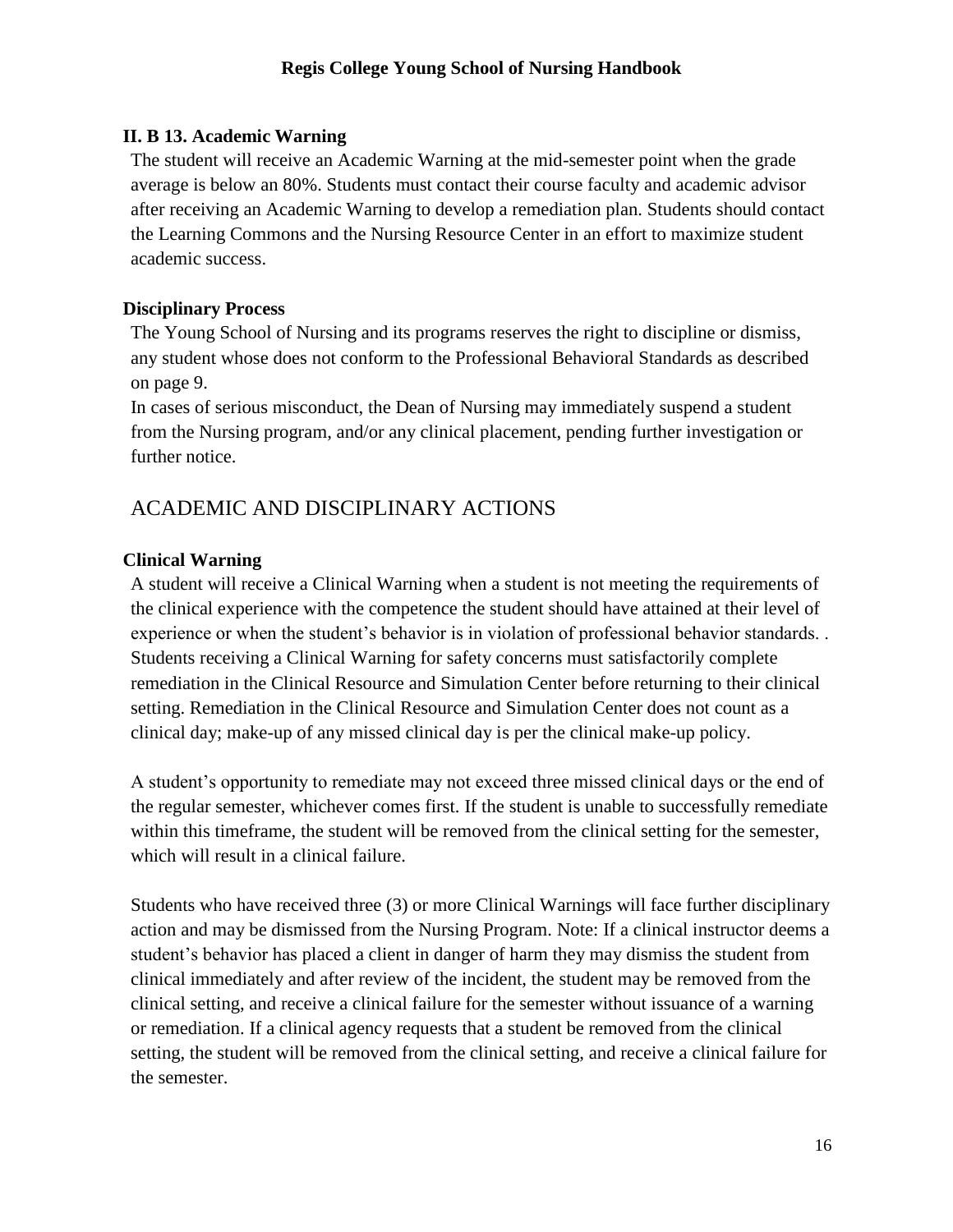### II. B 13. Academic Warning

The student will receive an Academic Warning at the mid-semester point when the grade average is below an 80%. Students must contact their course faculty and academic advisor after receiving an Academic Warning to develop a remediation plan. Students should contact the Learning Commons and the Nursing Resource Center in an effort to maximize student academic success.

### Disciplinary Process

The Young School of Nursing and its programs reserves the right to discipline or dismiss, any student whose does not conform to the Professional Behavioral Standards as described on page 9.

In cases of serious misconduct, the Dean of Nursing may immediately suspend a student from the Nursing program, and/or any clinical placement, pending further investigation or further notice.

## ACADEMIC AND DISCIPLINARY ACTIONS

### Clinical Warning

A student will receive a Clinical Warning when a student is not meeting the requirements of the clinical experience with the competence the student should have attained at their level of experience or when the student's behavior is in violation of professional behavior standards. . Students receiving a Clinical Warning for safety concerns must satisfactorily complete remediation in the Clinical Resource and Simulation Center before returning to their clinical setting. Remediation in the Clinical Resource and Simulation Center does not count as a clinical day; make-up of any missed clinical day is per the clinical make-up policy.

A student's opportunity to remediate may not exceed three missed clinical days or the end of the regular semester, whichever comes first. If the student is unable to successfully remediate within this timeframe, the student will be removed from the clinical setting for the semester, which will result in a clinical failure.

Students who have received three (3) or more Clinical Warnings will face further disciplinary action and may be dismissed from the Nursing Program. Note: If a clinical instructor deems a student's behavior has placed a client in danger of harm they may dismiss the student from clinical immediately and after review of the incident, the student may be removed from the clinical setting, and receive a clinical failure for the semester without issuance of a warning or remediation. If a clinical agency requests that a student be removed from the clinical setting, the student will be removed from the clinical setting, and receive a clinical failure for the semester.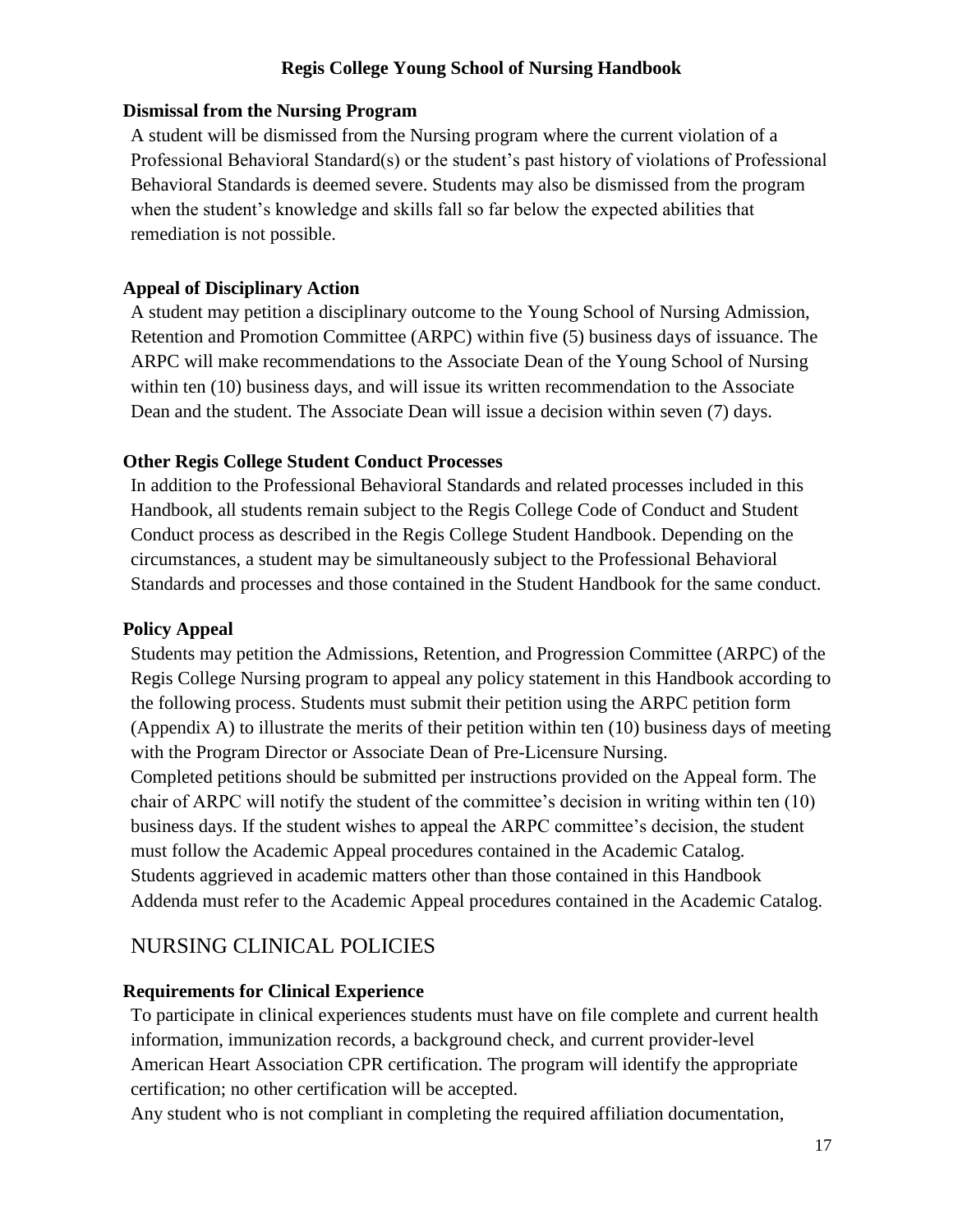### Dismissal from the Nursing Program

A student will be dismissed from the Nursing program where the current violation of a Professional Behavioral Standard(s) or the student's past history of violations of Professional Behavioral Standards is deemed severe. Students may also be dismissed from the program when the student's knowledge and skills fall so far below the expected abilities that remediation is not possible.

### Appeal of Disciplinary Action

A student may petition a disciplinary outcome to the Young School of Nursing Admission, Retention and Promotion Committee (ARPC) within five (5) business days of issuance. The ARPC will make recommendations to the Associate Dean of the Young School of Nursing within ten (10) business days, and will issue its written recommendation to the Associate Dean and the student. The Associate Dean will issue a decision within seven (7) days.

### Other Regis College Student Conduct Processes

In addition to the Professional Behavioral Standards and related processes included in this Handbook, all students remain subject to the Regis College Code of Conduct and Student Conduct process as described in the Regis College Student Handbook. Depending on the circumstances, a student may be simultaneously subject to the Professional Behavioral Standards and processes and those contained in the Student Handbook for the same conduct.

### Policy Appeal

Students may petition the Admissions, Retention, and Progression Committee (ARPC) of the Regis College Nursing program to appeal any policy statement in this Handbook according to the following process. Students must submit their petition using the ARPC petition form (Appendix A) to illustrate the merits of their petition within ten (10) business days of meeting with the Program Director or Associate Dean of Pre-Licensure Nursing.

Completed petitions should be submitted per instructions provided on the Appeal form. The chair of ARPC will notify the student of the committee's decision in writing within ten (10) business days. If the student wishes to appeal the ARPC committee's decision, the student must follow the Academic Appeal procedures contained in the Academic Catalog.

Students aggrieved in academic matters other than those contained in this Handbook Addenda must refer to the Academic Appeal procedures contained in the Academic Catalog.

## NURSING CLINICAL POLICIES

### Requirements for Clinical Experience

To participate in clinical experiences students must have on file complete and current health information, immunization records, a background check, and current provider-level American Heart Association CPR certification. The program will identify the appropriate certification; no other certification will be accepted.

Any student who is not compliant in completing the required affiliation documentation,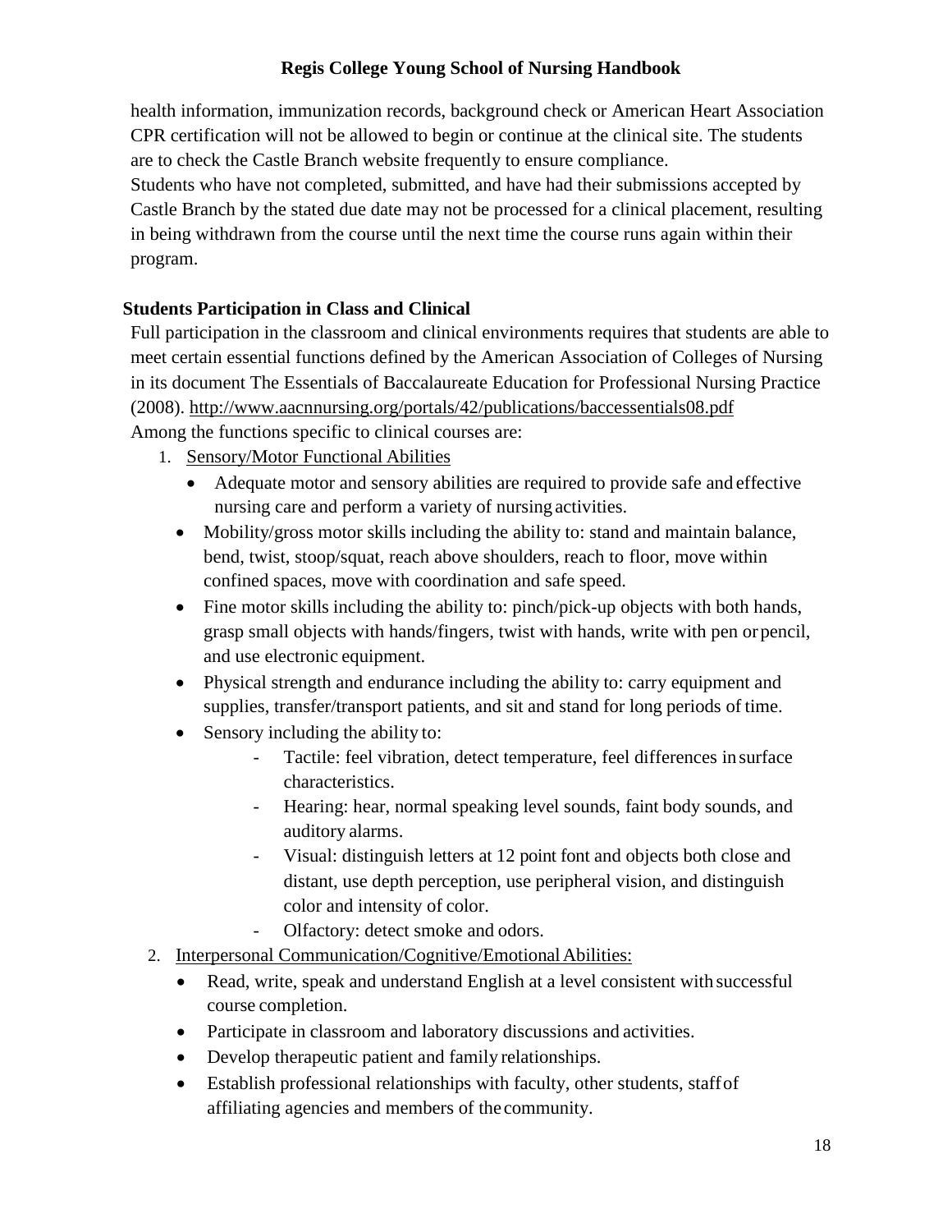health information, immunization records, background check or American Heart Association CPR certification will not be allowed to begin or continue at the clinical site. The students are to check the Castle Branch website frequently to ensure compliance.

Students who have not completed, submitted, and have had their submissions accepted by Castle Branch by the stated due date may not be processed for a clinical placement, resulting in being withdrawn from the course until the next time the course runs again within their program.

### Students Participation in Class and Clinical

Full participation in the classroom and clinical environments requires that students are able to meet certain essential functions defined by the American Association of Colleges of Nursing in its document The Essentials of Baccalaureate Education for Professional Nursing Practice (2008). http://www.aacnnursing.org/portals/42/publications/baccessentials08.pdf

Among the functions specific to clinical courses are:

1. Sensory/Motor Functional Abilities
   - Adequate motor and sensory abilities are required to provide safe and effective nursing care and perform a variety of nursing activities.
   - Mobility/gross motor skills including the ability to: stand and maintain balance, bend, twist, stoop/squat, reach above shoulders, reach to floor, move within confined spaces, move with coordination and safe speed.
   - Fine motor skills including the ability to: pinch/pick-up objects with both hands, grasp small objects with hands/fingers, twist with hands, write with pen or pencil, and use electronic equipment.
   - Physical strength and endurance including the ability to: carry equipment and supplies, transfer/transport patients, and sit and stand for long periods of time.
   - Sensory including the ability to:
     - Tactile: feel vibration, detect temperature, feel differences in surface characteristics.
     - Hearing: hear, normal speaking level sounds, faint body sounds, and auditory alarms.
     - Visual: distinguish letters at 12 point font and objects both close and distant, use depth perception, use peripheral vision, and distinguish color and intensity of color.
     - Olfactory: detect smoke and odors.
2. Interpersonal Communication/Cognitive/Emotional Abilities:
   - Read, write, speak and understand English at a level consistent with successful course completion.
   - Participate in classroom and laboratory discussions and activities.
   - Develop therapeutic patient and family relationships.
   - Establish professional relationships with faculty, other students, staff of affiliating agencies and members of the community.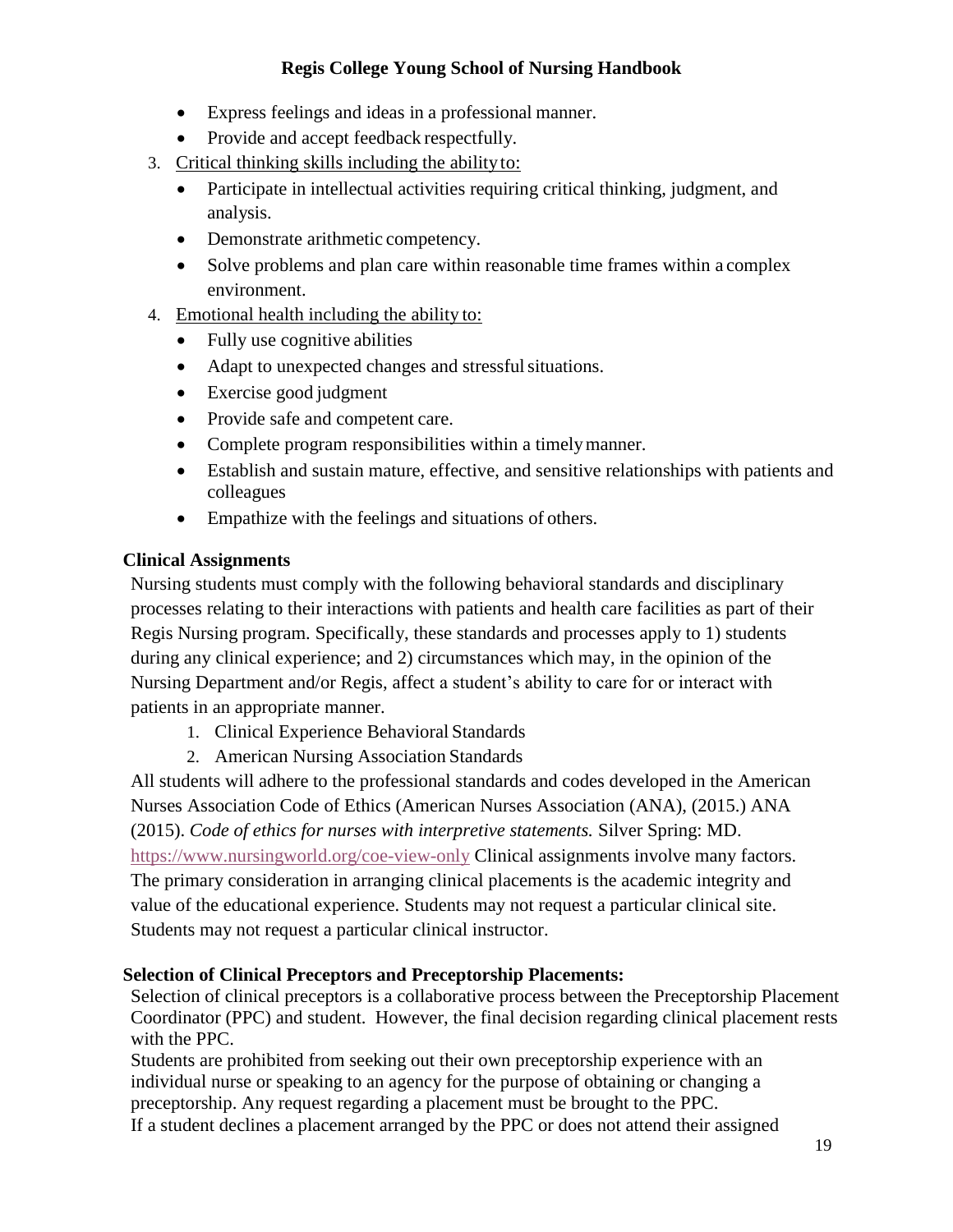- Express feelings and ideas in a professional manner.
- Provide and accept feedback respectfully.

3. Critical thinking skills including the ability to:
   - Participate in intellectual activities requiring critical thinking, judgment, and analysis.
   - Demonstrate arithmetic competency.
   - Solve problems and plan care within reasonable time frames within a complex environment.
4. Emotional health including the ability to:
   - Fully use cognitive abilities
   - Adapt to unexpected changes and stressful situations.
   - Exercise good judgment
   - Provide safe and competent care.
   - Complete program responsibilities within a timely manner.
   - Establish and sustain mature, effective, and sensitive relationships with patients and colleagues
   - Empathize with the feelings and situations of others.

**Clinical Assignments**

Nursing students must comply with the following behavioral standards and disciplinary processes relating to their interactions with patients and health care facilities as part of their Regis Nursing program. Specifically, these standards and processes apply to 1) students during any clinical experience; and 2) circumstances which may, in the opinion of the Nursing Department and/or Regis, affect a student's ability to care for or interact with patients in an appropriate manner.

1. Clinical Experience Behavioral Standards
2. American Nursing Association Standards

All students will adhere to the professional standards and codes developed in the American Nurses Association Code of Ethics (American Nurses Association (ANA), (2015.) ANA (2015). *Code of ethics for nurses with interpretive statements.* Silver Spring: MD. https://www.nursingworld.org/coe-view-only Clinical assignments involve many factors. The primary consideration in arranging clinical placements is the academic integrity and value of the educational experience. Students may not request a particular clinical site. Students may not request a particular clinical instructor.

**Selection of Clinical Preceptors and Preceptorship Placements:**

Selection of clinical preceptors is a collaborative process between the Preceptorship Placement Coordinator (PPC) and student. However, the final decision regarding clinical placement rests with the PPC.

Students are prohibited from seeking out their own preceptorship experience with an individual nurse or speaking to an agency for the purpose of obtaining or changing a preceptorship. Any request regarding a placement must be brought to the PPC.

If a student declines a placement arranged by the PPC or does not attend their assigned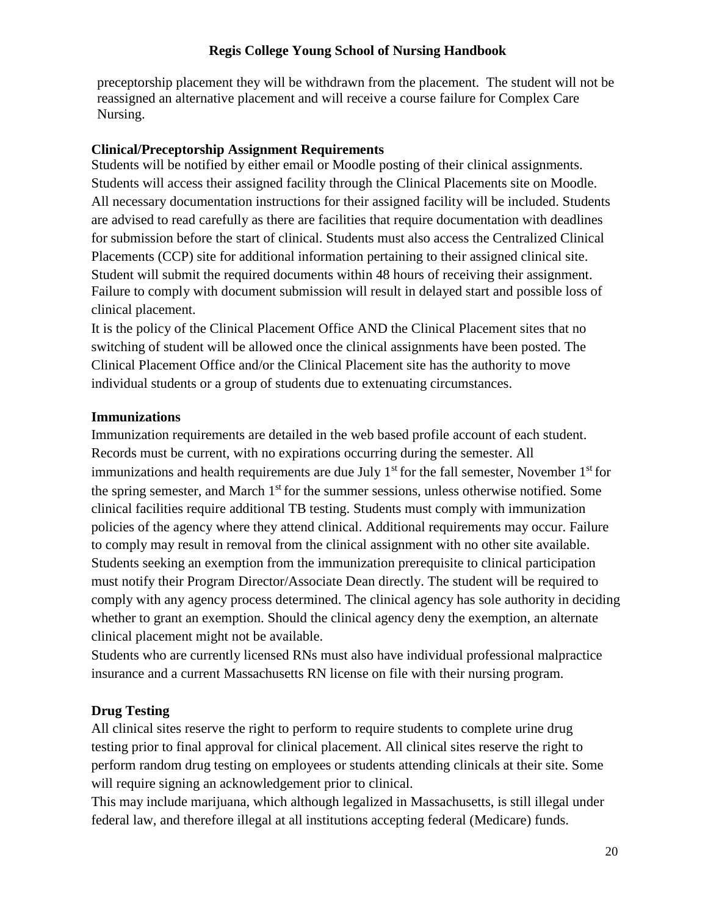preceptorship placement they will be withdrawn from the placement. The student will not be reassigned an alternative placement and will receive a course failure for Complex Care Nursing.

**Clinical/Preceptorship Assignment Requirements**

Students will be notified by either email or Moodle posting of their clinical assignments. Students will access their assigned facility through the Clinical Placements site on Moodle. All necessary documentation instructions for their assigned facility will be included. Students are advised to read carefully as there are facilities that require documentation with deadlines for submission before the start of clinical. Students must also access the Centralized Clinical Placements (CCP) site for additional information pertaining to their assigned clinical site. Student will submit the required documents within 48 hours of receiving their assignment. Failure to comply with document submission will result in delayed start and possible loss of clinical placement.

It is the policy of the Clinical Placement Office AND the Clinical Placement sites that no switching of student will be allowed once the clinical assignments have been posted. The Clinical Placement Office and/or the Clinical Placement site has the authority to move individual students or a group of students due to extenuating circumstances.

**Immunizations**

Immunization requirements are detailed in the web based profile account of each student. Records must be current, with no expirations occurring during the semester. All immunizations and health requirements are due July 1st for the fall semester, November 1st for the spring semester, and March 1st for the summer sessions, unless otherwise notified. Some clinical facilities require additional TB testing. Students must comply with immunization policies of the agency where they attend clinical. Additional requirements may occur. Failure to comply may result in removal from the clinical assignment with no other site available. Students seeking an exemption from the immunization prerequisite to clinical participation must notify their Program Director/Associate Dean directly. The student will be required to comply with any agency process determined. The clinical agency has sole authority in deciding whether to grant an exemption. Should the clinical agency deny the exemption, an alternate clinical placement might not be available.

Students who are currently licensed RNs must also have individual professional malpractice insurance and a current Massachusetts RN license on file with their nursing program.

**Drug Testing**

All clinical sites reserve the right to perform to require students to complete urine drug testing prior to final approval for clinical placement. All clinical sites reserve the right to perform random drug testing on employees or students attending clinicals at their site. Some will require signing an acknowledgement prior to clinical.

This may include marijuana, which although legalized in Massachusetts, is still illegal under federal law, and therefore illegal at all institutions accepting federal (Medicare) funds.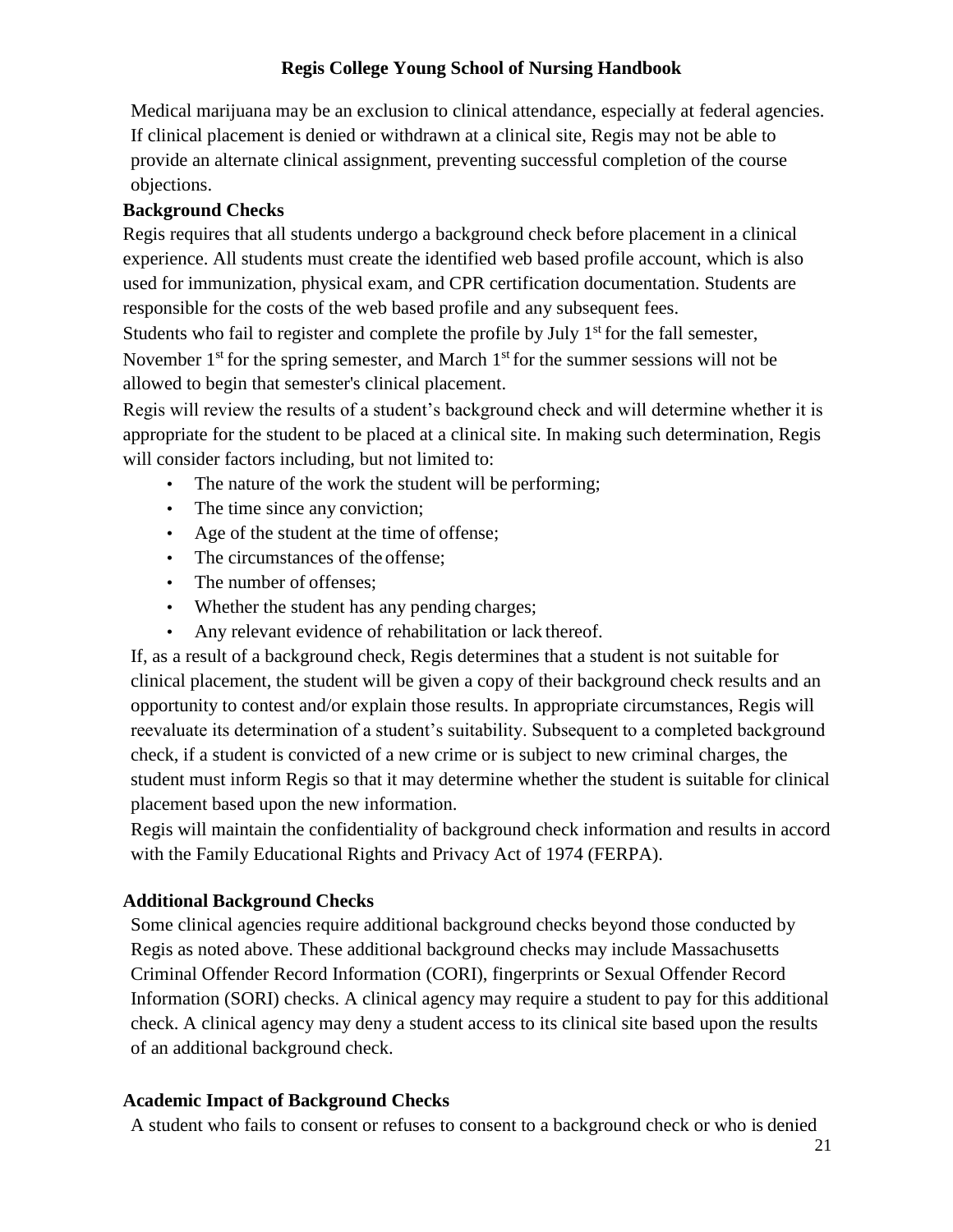Medical marijuana may be an exclusion to clinical attendance, especially at federal agencies. If clinical placement is denied or withdrawn at a clinical site, Regis may not be able to provide an alternate clinical assignment, preventing successful completion of the course objections.

**Background Checks**

Regis requires that all students undergo a background check before placement in a clinical experience. All students must create the identified web based profile account, which is also used for immunization, physical exam, and CPR certification documentation. Students are responsible for the costs of the web based profile and any subsequent fees.

Students who fail to register and complete the profile by July 1st for the fall semester, November 1st for the spring semester, and March 1st for the summer sessions will not be allowed to begin that semester's clinical placement.

Regis will review the results of a student's background check and will determine whether it is appropriate for the student to be placed at a clinical site. In making such determination, Regis will consider factors including, but not limited to:

- The nature of the work the student will be performing;
- The time since any conviction;
- Age of the student at the time of offense;
- The circumstances of the offense;
- The number of offenses;
- Whether the student has any pending charges;
- Any relevant evidence of rehabilitation or lack thereof.

If, as a result of a background check, Regis determines that a student is not suitable for clinical placement, the student will be given a copy of their background check results and an opportunity to contest and/or explain those results. In appropriate circumstances, Regis will reevaluate its determination of a student's suitability. Subsequent to a completed background check, if a student is convicted of a new crime or is subject to new criminal charges, the student must inform Regis so that it may determine whether the student is suitable for clinical placement based upon the new information.

Regis will maintain the confidentiality of background check information and results in accord with the Family Educational Rights and Privacy Act of 1974 (FERPA).

**Additional Background Checks**

Some clinical agencies require additional background checks beyond those conducted by Regis as noted above. These additional background checks may include Massachusetts Criminal Offender Record Information (CORI), fingerprints or Sexual Offender Record Information (SORI) checks. A clinical agency may require a student to pay for this additional check. A clinical agency may deny a student access to its clinical site based upon the results of an additional background check.

**Academic Impact of Background Checks**

A student who fails to consent or refuses to consent to a background check or who is denied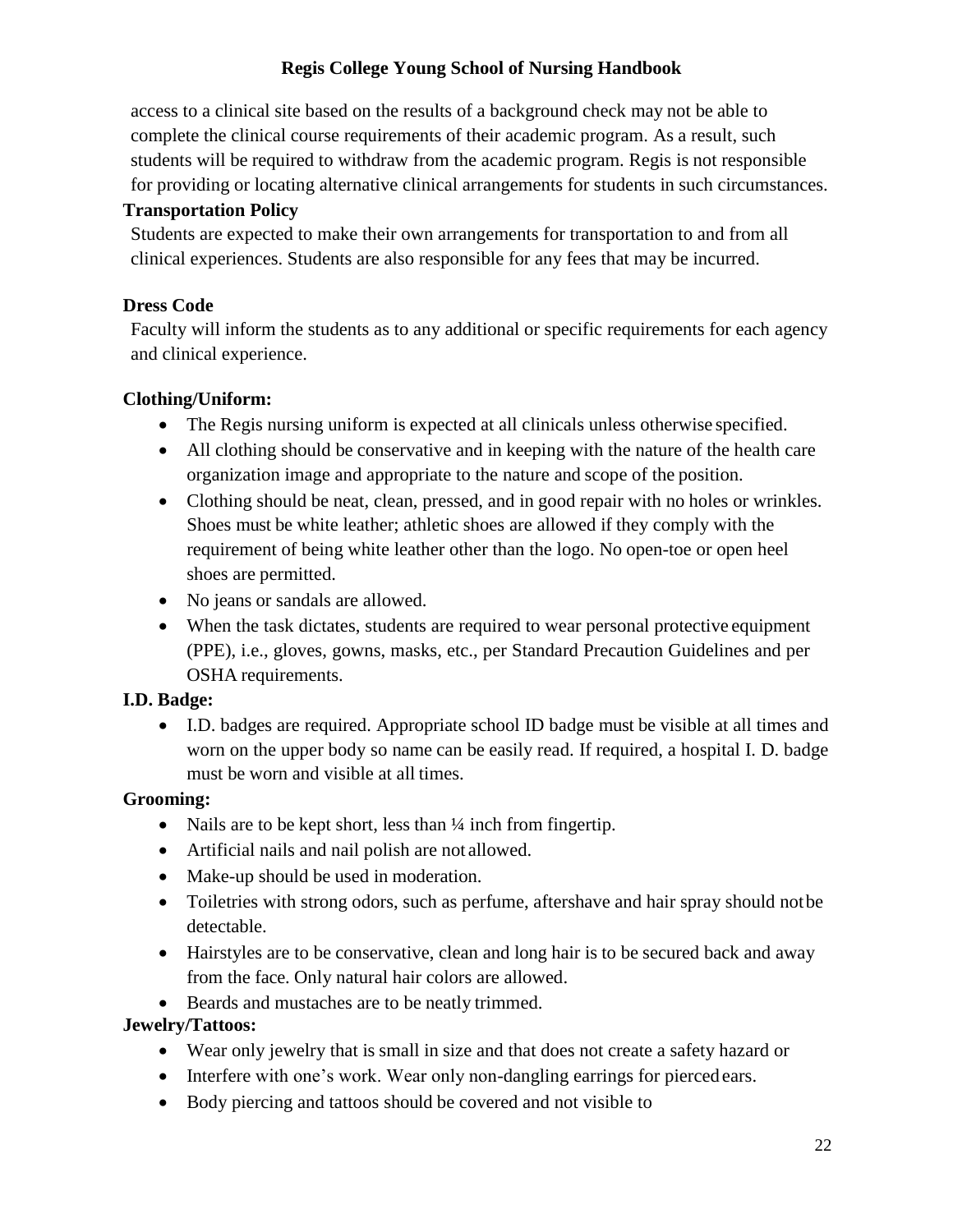access to a clinical site based on the results of a background check may not be able to complete the clinical course requirements of their academic program. As a result, such students will be required to withdraw from the academic program. Regis is not responsible for providing or locating alternative clinical arrangements for students in such circumstances.

**Transportation Policy**

Students are expected to make their own arrangements for transportation to and from all clinical experiences. Students are also responsible for any fees that may be incurred.

**Dress Code**

Faculty will inform the students as to any additional or specific requirements for each agency and clinical experience.

**Clothing/Uniform:**

- The Regis nursing uniform is expected at all clinicals unless otherwise specified.
- All clothing should be conservative and in keeping with the nature of the health care organization image and appropriate to the nature and scope of the position.
- Clothing should be neat, clean, pressed, and in good repair with no holes or wrinkles. Shoes must be white leather; athletic shoes are allowed if they comply with the requirement of being white leather other than the logo. No open-toe or open heel shoes are permitted.
- No jeans or sandals are allowed.
- When the task dictates, students are required to wear personal protective equipment (PPE), i.e., gloves, gowns, masks, etc., per Standard Precaution Guidelines and per OSHA requirements.

**I.D. Badge:**

- I.D. badges are required. Appropriate school ID badge must be visible at all times and worn on the upper body so name can be easily read. If required, a hospital I. D. badge must be worn and visible at all times.

**Grooming:**

- Nails are to be kept short, less than ¼ inch from fingertip.
- Artificial nails and nail polish are not allowed.
- Make-up should be used in moderation.
- Toiletries with strong odors, such as perfume, aftershave and hair spray should notbe detectable.
- Hairstyles are to be conservative, clean and long hair is to be secured back and away from the face. Only natural hair colors are allowed.
- Beards and mustaches are to be neatly trimmed.

**Jewelry/Tattoos:**

- Wear only jewelry that is small in size and that does not create a safety hazard or
- Interfere with one's work. Wear only non-dangling earrings for pierced ears.
- Body piercing and tattoos should be covered and not visible to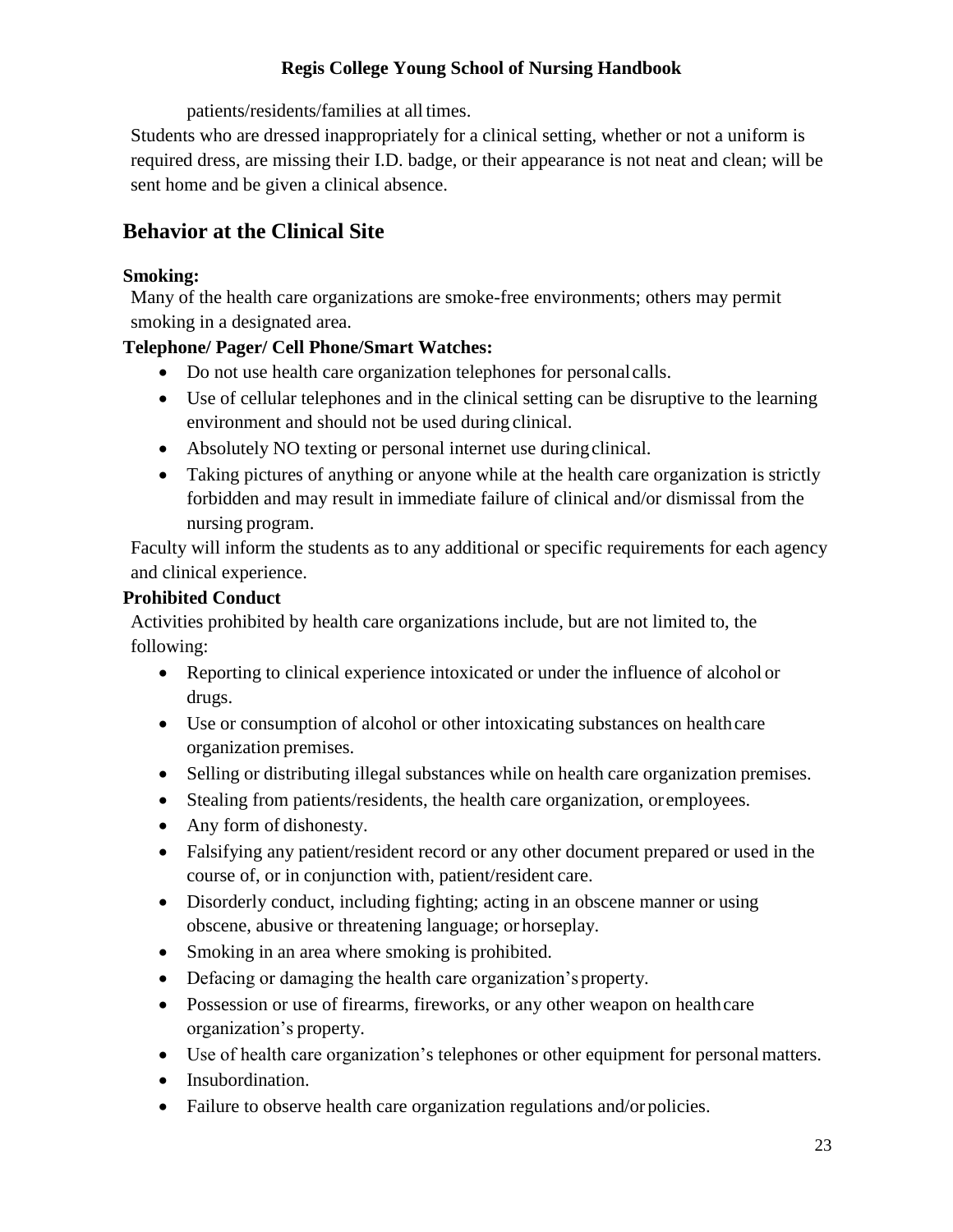patients/residents/families at all times.

Students who are dressed inappropriately for a clinical setting, whether or not a uniform is required dress, are missing their I.D. badge, or their appearance is not neat and clean; will be sent home and be given a clinical absence.

## Behavior at the Clinical Site

**Smoking:**

Many of the health care organizations are smoke-free environments; others may permit smoking in a designated area.

**Telephone/ Pager/ Cell Phone/Smart Watches:**

- Do not use health care organization telephones for personal calls.
- Use of cellular telephones and in the clinical setting can be disruptive to the learning environment and should not be used during clinical.
- Absolutely NO texting or personal internet use during clinical.
- Taking pictures of anything or anyone while at the health care organization is strictly forbidden and may result in immediate failure of clinical and/or dismissal from the nursing program.

Faculty will inform the students as to any additional or specific requirements for each agency and clinical experience.

**Prohibited Conduct**

Activities prohibited by health care organizations include, but are not limited to, the following:

- Reporting to clinical experience intoxicated or under the influence of alcohol or drugs.
- Use or consumption of alcohol or other intoxicating substances on health care organization premises.
- Selling or distributing illegal substances while on health care organization premises.
- Stealing from patients/residents, the health care organization, or employees.
- Any form of dishonesty.
- Falsifying any patient/resident record or any other document prepared or used in the course of, or in conjunction with, patient/resident care.
- Disorderly conduct, including fighting; acting in an obscene manner or using obscene, abusive or threatening language; or horseplay.
- Smoking in an area where smoking is prohibited.
- Defacing or damaging the health care organization's property.
- Possession or use of firearms, fireworks, or any other weapon on health care organization's property.
- Use of health care organization's telephones or other equipment for personal matters.
- Insubordination.
- Failure to observe health care organization regulations and/or policies.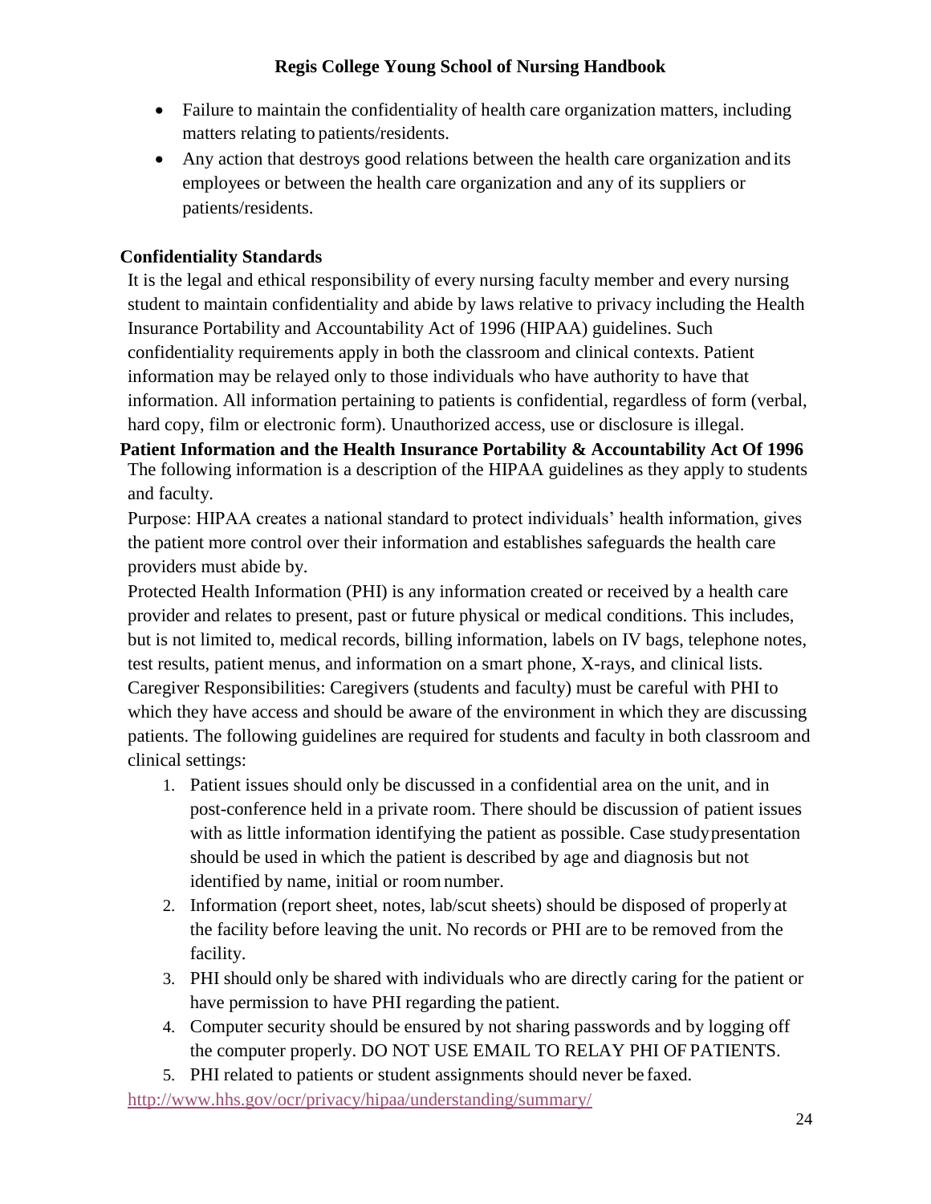- Failure to maintain the confidentiality of health care organization matters, including matters relating to patients/residents.
- Any action that destroys good relations between the health care organization and its employees or between the health care organization and any of its suppliers or patients/residents.

**Confidentiality Standards**

It is the legal and ethical responsibility of every nursing faculty member and every nursing student to maintain confidentiality and abide by laws relative to privacy including the Health Insurance Portability and Accountability Act of 1996 (HIPAA) guidelines. Such confidentiality requirements apply in both the classroom and clinical contexts. Patient information may be relayed only to those individuals who have authority to have that information. All information pertaining to patients is confidential, regardless of form (verbal, hard copy, film or electronic form). Unauthorized access, use or disclosure is illegal.

**Patient Information and the Health Insurance Portability & Accountability Act Of 1996**

The following information is a description of the HIPAA guidelines as they apply to students and faculty.

Purpose: HIPAA creates a national standard to protect individuals' health information, gives the patient more control over their information and establishes safeguards the health care providers must abide by.

Protected Health Information (PHI) is any information created or received by a health care provider and relates to present, past or future physical or medical conditions. This includes, but is not limited to, medical records, billing information, labels on IV bags, telephone notes, test results, patient menus, and information on a smart phone, X-rays, and clinical lists.

Caregiver Responsibilities: Caregivers (students and faculty) must be careful with PHI to which they have access and should be aware of the environment in which they are discussing patients. The following guidelines are required for students and faculty in both classroom and clinical settings:

1. Patient issues should only be discussed in a confidential area on the unit, and in post-conference held in a private room. There should be discussion of patient issues with as little information identifying the patient as possible. Case study presentation should be used in which the patient is described by age and diagnosis but not identified by name, initial or room number.
2. Information (report sheet, notes, lab/scut sheets) should be disposed of properly at the facility before leaving the unit. No records or PHI are to be removed from the facility.
3. PHI should only be shared with individuals who are directly caring for the patient or have permission to have PHI regarding the patient.
4. Computer security should be ensured by not sharing passwords and by logging off the computer properly. DO NOT USE EMAIL TO RELAY PHI OF PATIENTS.
5. PHI related to patients or student assignments should never be faxed.

http://www.hhs.gov/ocr/privacy/hipaa/understanding/summary/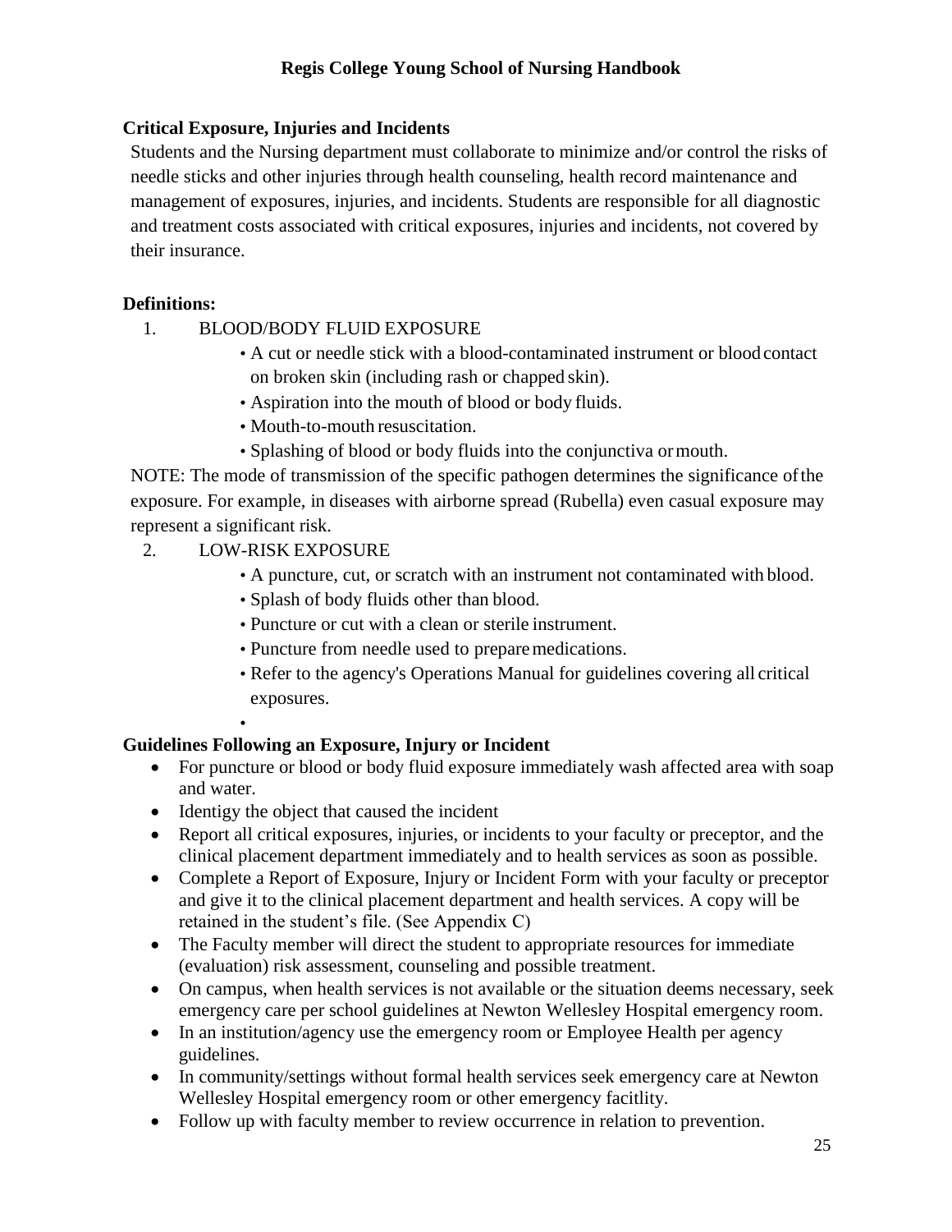## Critical Exposure, Injuries and Incidents

Students and the Nursing department must collaborate to minimize and/or control the risks of needle sticks and other injuries through health counseling, health record maintenance and management of exposures, injuries, and incidents. Students are responsible for all diagnostic and treatment costs associated with critical exposures, injuries and incidents, not covered by their insurance.

**Definitions:**

1. BLOOD/BODY FLUID EXPOSURE
   - A cut or needle stick with a blood-contaminated instrument or blood contact on broken skin (including rash or chapped skin).
   - Aspiration into the mouth of blood or body fluids.
   - Mouth-to-mouth resuscitation.
   - Splashing of blood or body fluids into the conjunctiva or mouth.

NOTE: The mode of transmission of the specific pathogen determines the significance of the exposure. For example, in diseases with airborne spread (Rubella) even casual exposure may represent a significant risk.

2. LOW-RISK EXPOSURE
   - A puncture, cut, or scratch with an instrument not contaminated with blood.
   - Splash of body fluids other than blood.
   - Puncture or cut with a clean or sterile instrument.
   - Puncture from needle used to prepare medications.
   - Refer to the agency's Operations Manual for guidelines covering all critical exposures.

**Guidelines Following an Exposure, Injury or Incident**

- For puncture or blood or body fluid exposure immediately wash affected area with soap and water.
- Identigy the object that caused the incident
- Report all critical exposures, injuries, or incidents to your faculty or preceptor, and the clinical placement department immediately and to health services as soon as possible.
- Complete a Report of Exposure, Injury or Incident Form with your faculty or preceptor and give it to the clinical placement department and health services. A copy will be retained in the student's file. (See Appendix C)
- The Faculty member will direct the student to appropriate resources for immediate (evaluation) risk assessment, counseling and possible treatment.
- On campus, when health services is not available or the situation deems necessary, seek emergency care per school guidelines at Newton Wellesley Hospital emergency room.
- In an institution/agency use the emergency room or Employee Health per agency guidelines.
- In community/settings without formal health services seek emergency care at Newton Wellesley Hospital emergency room or other emergency facitlity.
- Follow up with faculty member to review occurrence in relation to prevention.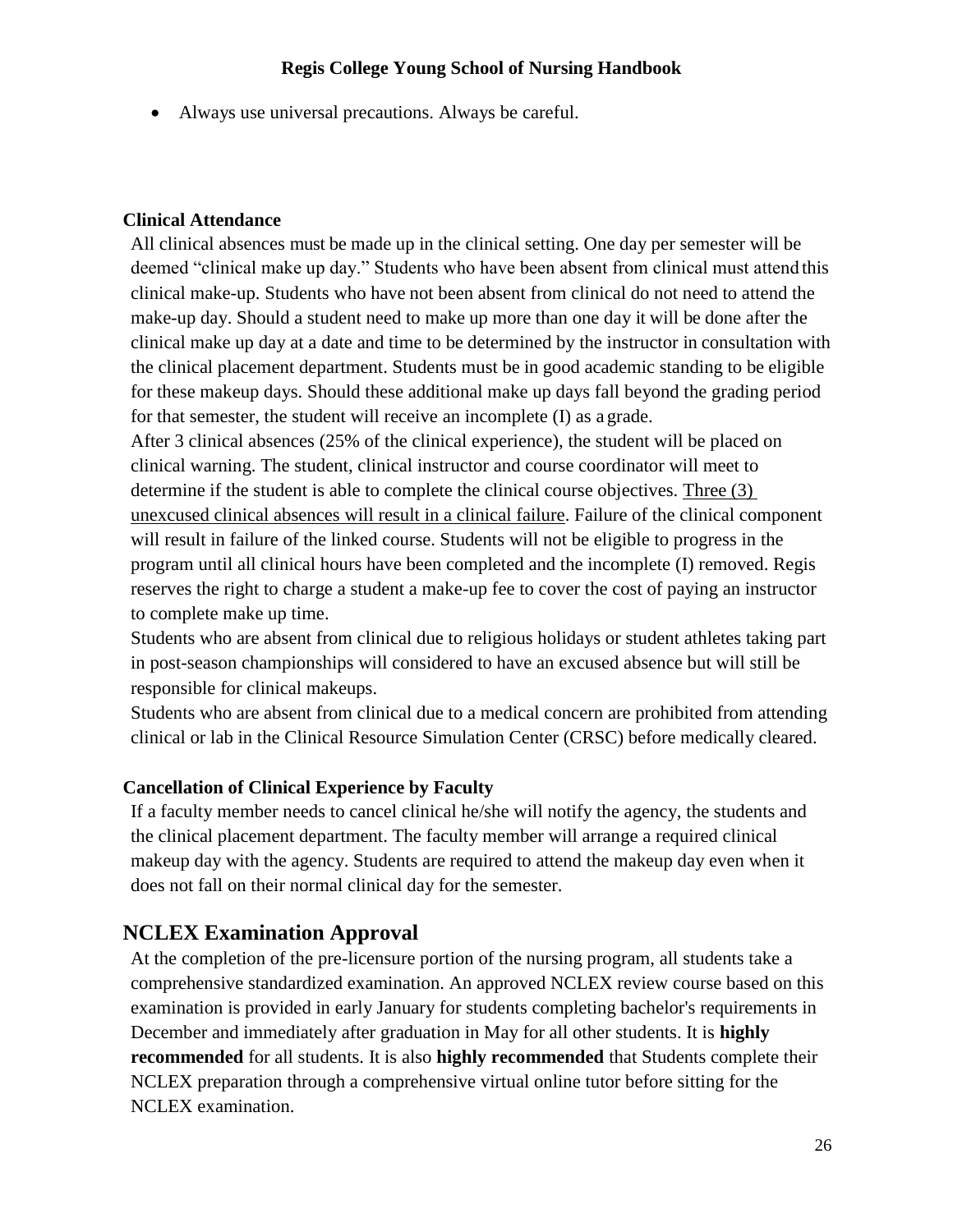- Always use universal precautions. Always be careful.

### Clinical Attendance

All clinical absences must be made up in the clinical setting. One day per semester will be deemed "clinical make up day." Students who have been absent from clinical must attend this clinical make-up. Students who have not been absent from clinical do not need to attend the make-up day. Should a student need to make up more than one day it will be done after the clinical make up day at a date and time to be determined by the instructor in consultation with the clinical placement department. Students must be in good academic standing to be eligible for these makeup days. Should these additional make up days fall beyond the grading period for that semester, the student will receive an incomplete (I) as a grade.

After 3 clinical absences (25% of the clinical experience), the student will be placed on clinical warning. The student, clinical instructor and course coordinator will meet to determine if the student is able to complete the clinical course objectives. <u>Three (3) unexcused clinical absences will result in a clinical failure</u>. Failure of the clinical component will result in failure of the linked course. Students will not be eligible to progress in the program until all clinical hours have been completed and the incomplete (I) removed. Regis reserves the right to charge a student a make-up fee to cover the cost of paying an instructor to complete make up time.

Students who are absent from clinical due to religious holidays or student athletes taking part in post-season championships will considered to have an excused absence but will still be responsible for clinical makeups.

Students who are absent from clinical due to a medical concern are prohibited from attending clinical or lab in the Clinical Resource Simulation Center (CRSC) before medically cleared.

### Cancellation of Clinical Experience by Faculty

If a faculty member needs to cancel clinical he/she will notify the agency, the students and the clinical placement department. The faculty member will arrange a required clinical makeup day with the agency. Students are required to attend the makeup day even when it does not fall on their normal clinical day for the semester.

## NCLEX Examination Approval

At the completion of the pre-licensure portion of the nursing program, all students take a comprehensive standardized examination. An approved NCLEX review course based on this examination is provided in early January for students completing bachelor's requirements in December and immediately after graduation in May for all other students. It is **highly recommended** for all students. It is also **highly recommended** that Students complete their NCLEX preparation through a comprehensive virtual online tutor before sitting for the NCLEX examination.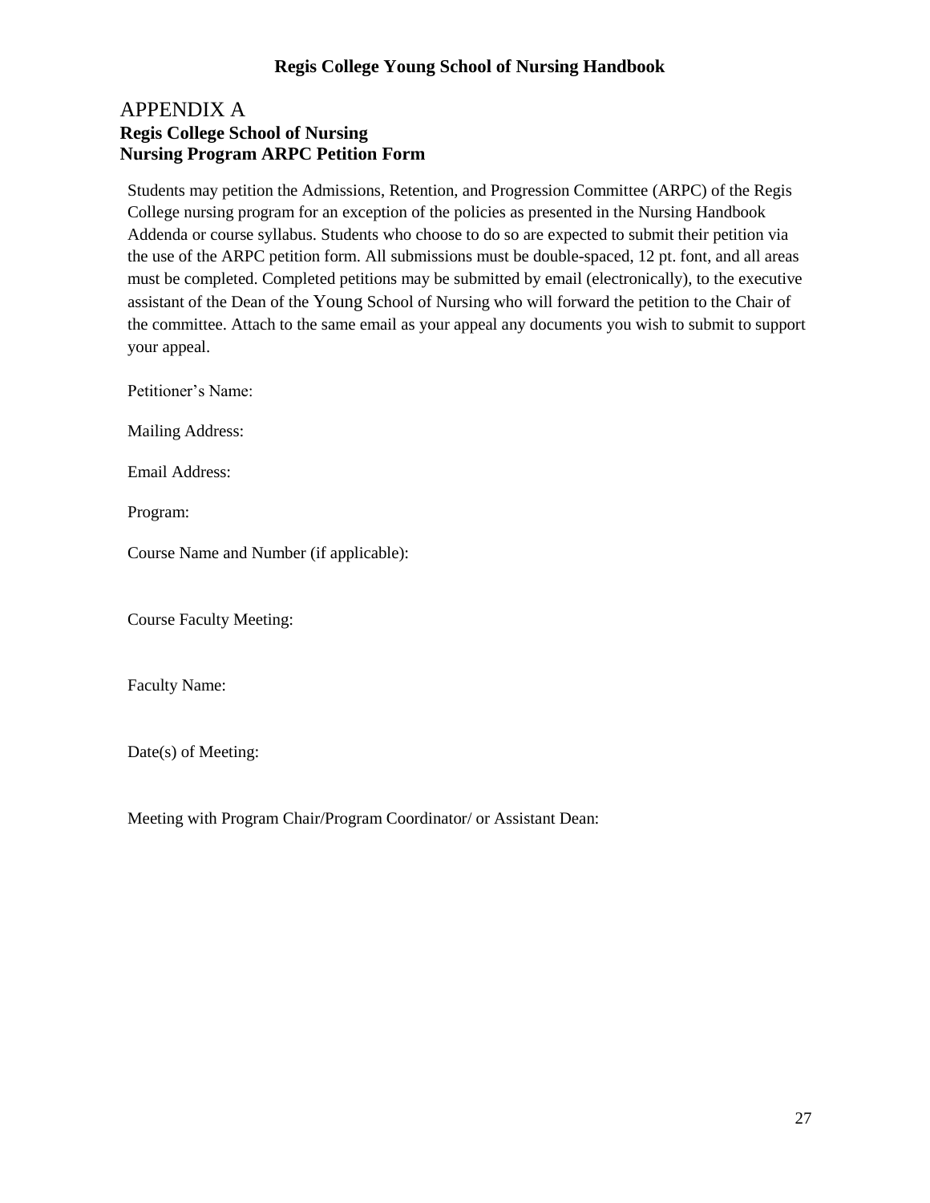## APPENDIX A

**Regis College School of Nursing**
**Nursing Program ARPC Petition Form**

Students may petition the Admissions, Retention, and Progression Committee (ARPC) of the Regis College nursing program for an exception of the policies as presented in the Nursing Handbook Addenda or course syllabus. Students who choose to do so are expected to submit their petition via the use of the ARPC petition form. All submissions must be double-spaced, 12 pt. font, and all areas must be completed. Completed petitions may be submitted by email (electronically), to the executive assistant of the Dean of the Young School of Nursing who will forward the petition to the Chair of the committee. Attach to the same email as your appeal any documents you wish to submit to support your appeal.

Petitioner's Name:

Mailing Address:

Email Address:

Program:

Course Name and Number (if applicable):

Course Faculty Meeting:

Faculty Name:

Date(s) of Meeting:

Meeting with Program Chair/Program Coordinator/ or Assistant Dean: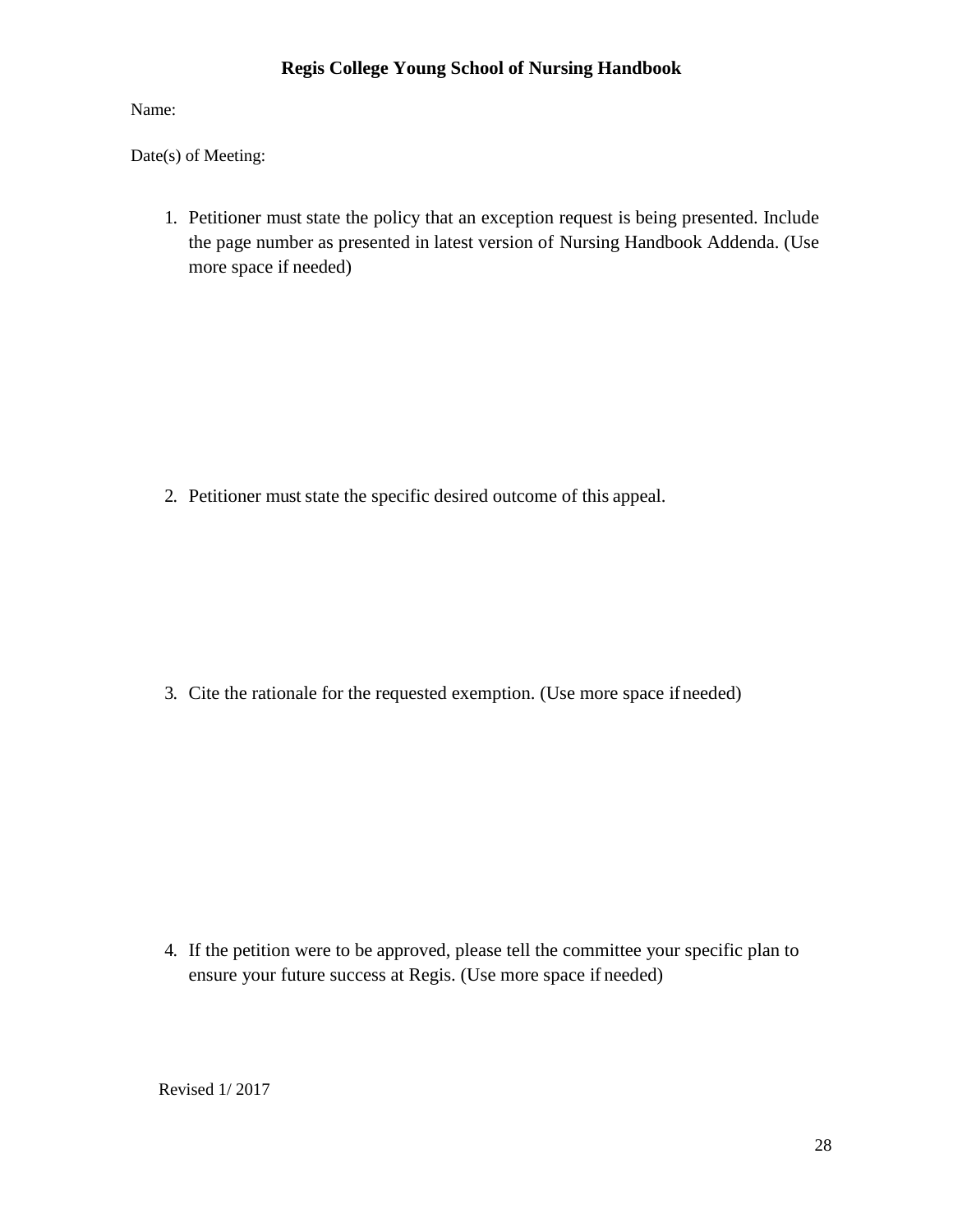Name:

Date(s) of Meeting:

1. Petitioner must state the policy that an exception request is being presented. Include the page number as presented in latest version of Nursing Handbook Addenda. (Use more space if needed)

2. Petitioner must state the specific desired outcome of this appeal.

3. Cite the rationale for the requested exemption. (Use more space if needed)

4. If the petition were to be approved, please tell the committee your specific plan to ensure your future success at Regis. (Use more space if needed)

Revised 1/ 2017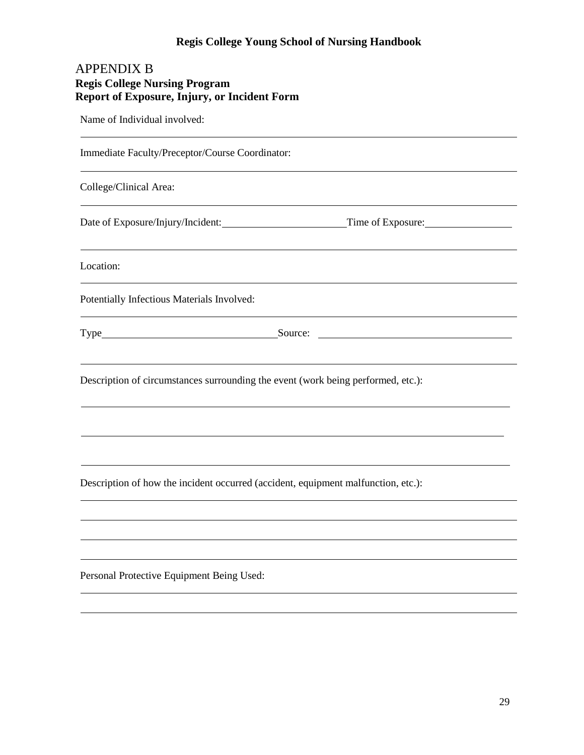## APPENDIX B

**Regis College Nursing Program**
**Report of Exposure, Injury, or Incident Form**

Name of Individual involved:

______________________________________________________________________

Immediate Faculty/Preceptor/Course Coordinator:

______________________________________________________________________

College/Clinical Area:

______________________________________________________________________

Date of Exposure/Injury/Incident: ________________________ Time of Exposure: ________________

______________________________________________________________________

Location:

______________________________________________________________________

Potentially Infectious Materials Involved:

______________________________________________________________________

Type ________________________________ Source: ________________________________

______________________________________________________________________

Description of circumstances surrounding the event (work being performed, etc.):

______________________________________________________________________

______________________________________________________________________

______________________________________________________________________

Description of how the incident occurred (accident, equipment malfunction, etc.):

______________________________________________________________________

______________________________________________________________________

______________________________________________________________________

______________________________________________________________________

Personal Protective Equipment Being Used:

______________________________________________________________________

______________________________________________________________________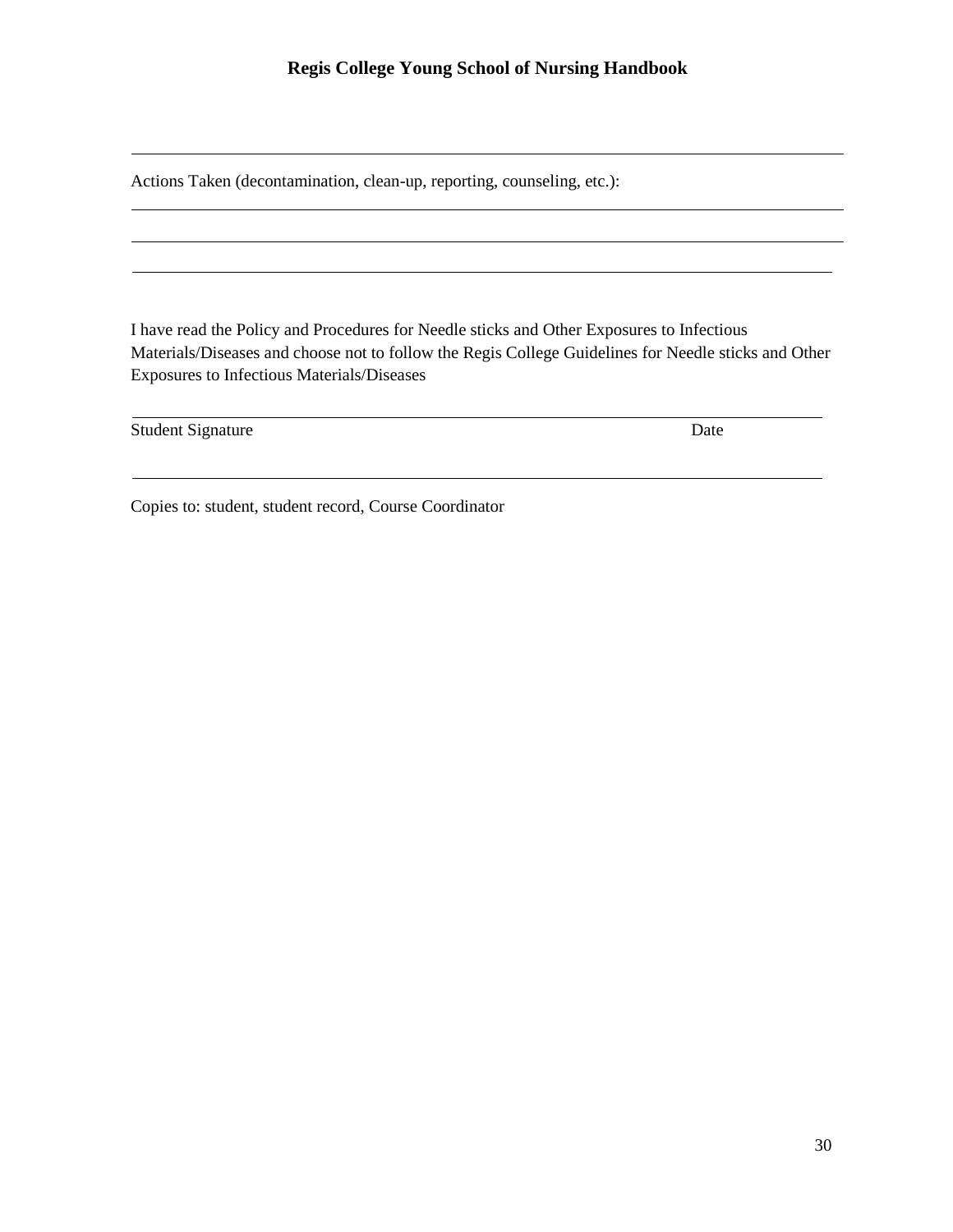Actions Taken (decontamination, clean-up, reporting, counseling, etc.):

I have read the Policy and Procedures for Needle sticks and Other Exposures to Infectious Materials/Diseases and choose not to follow the Regis College Guidelines for Needle sticks and Other Exposures to Infectious Materials/Diseases

Student Signature Date

Copies to: student, student record, Course Coordinator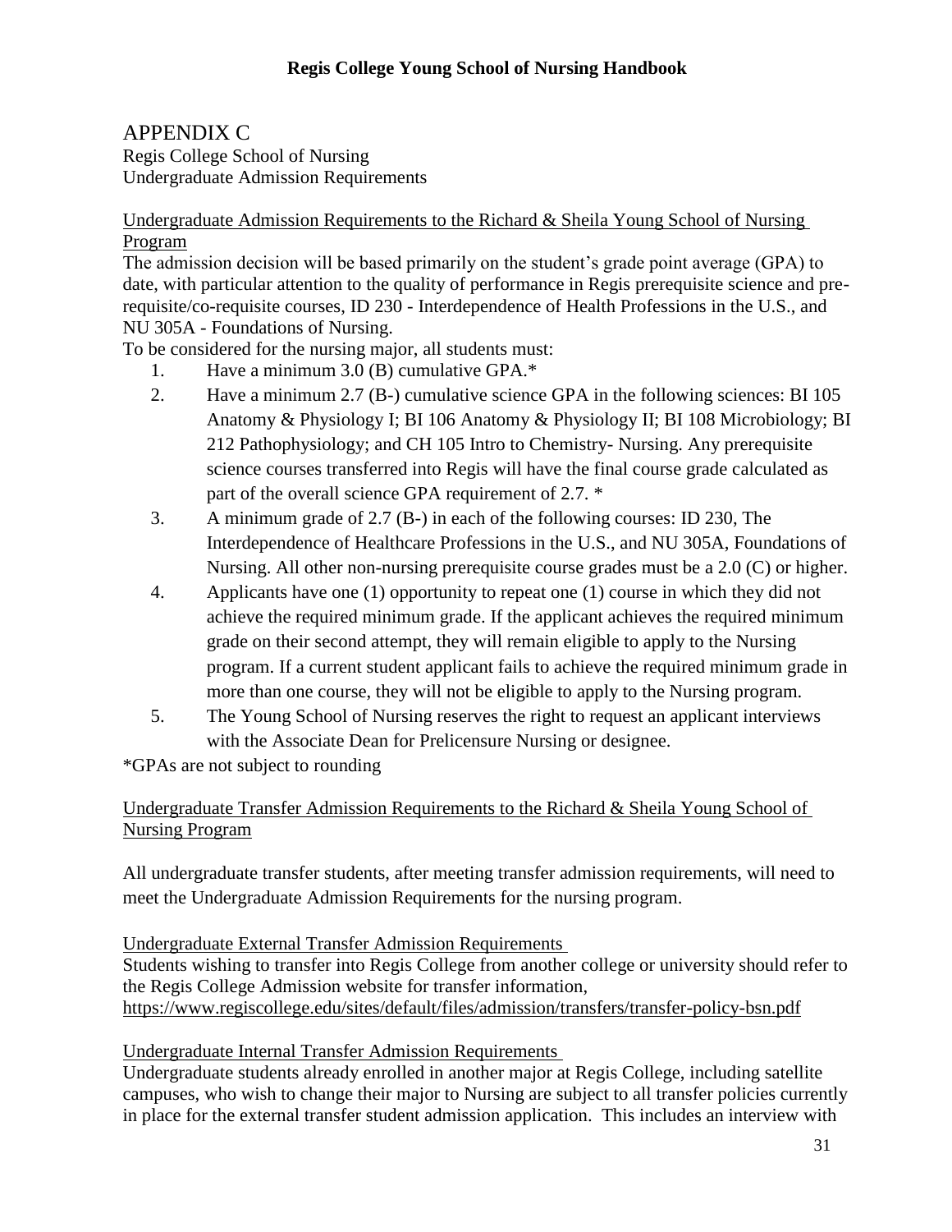# APPENDIX C

Regis College School of Nursing
Undergraduate Admission Requirements

## Undergraduate Admission Requirements to the Richard & Sheila Young School of Nursing Program

The admission decision will be based primarily on the student's grade point average (GPA) to date, with particular attention to the quality of performance in Regis prerequisite science and pre-requisite/co-requisite courses, ID 230 - Interdependence of Health Professions in the U.S., and NU 305A - Foundations of Nursing.

To be considered for the nursing major, all students must:

1. Have a minimum 3.0 (B) cumulative GPA.*
2. Have a minimum 2.7 (B-) cumulative science GPA in the following sciences: BI 105 Anatomy & Physiology I; BI 106 Anatomy & Physiology II; BI 108 Microbiology; BI 212 Pathophysiology; and CH 105 Intro to Chemistry- Nursing. Any prerequisite science courses transferred into Regis will have the final course grade calculated as part of the overall science GPA requirement of 2.7. *
3. A minimum grade of 2.7 (B-) in each of the following courses: ID 230, The Interdependence of Healthcare Professions in the U.S., and NU 305A, Foundations of Nursing. All other non-nursing prerequisite course grades must be a 2.0 (C) or higher.
4. Applicants have one (1) opportunity to repeat one (1) course in which they did not achieve the required minimum grade. If the applicant achieves the required minimum grade on their second attempt, they will remain eligible to apply to the Nursing program. If a current student applicant fails to achieve the required minimum grade in more than one course, they will not be eligible to apply to the Nursing program.
5. The Young School of Nursing reserves the right to request an applicant interviews with the Associate Dean for Prelicensure Nursing or designee.

*GPAs are not subject to rounding

## Undergraduate Transfer Admission Requirements to the Richard & Sheila Young School of Nursing Program

All undergraduate transfer students, after meeting transfer admission requirements, will need to meet the Undergraduate Admission Requirements for the nursing program.

### Undergraduate External Transfer Admission Requirements

Students wishing to transfer into Regis College from another college or university should refer to the Regis College Admission website for transfer information, https://www.regiscollege.edu/sites/default/files/admission/transfers/transfer-policy-bsn.pdf

### Undergraduate Internal Transfer Admission Requirements

Undergraduate students already enrolled in another major at Regis College, including satellite campuses, who wish to change their major to Nursing are subject to all transfer policies currently in place for the external transfer student admission application. This includes an interview with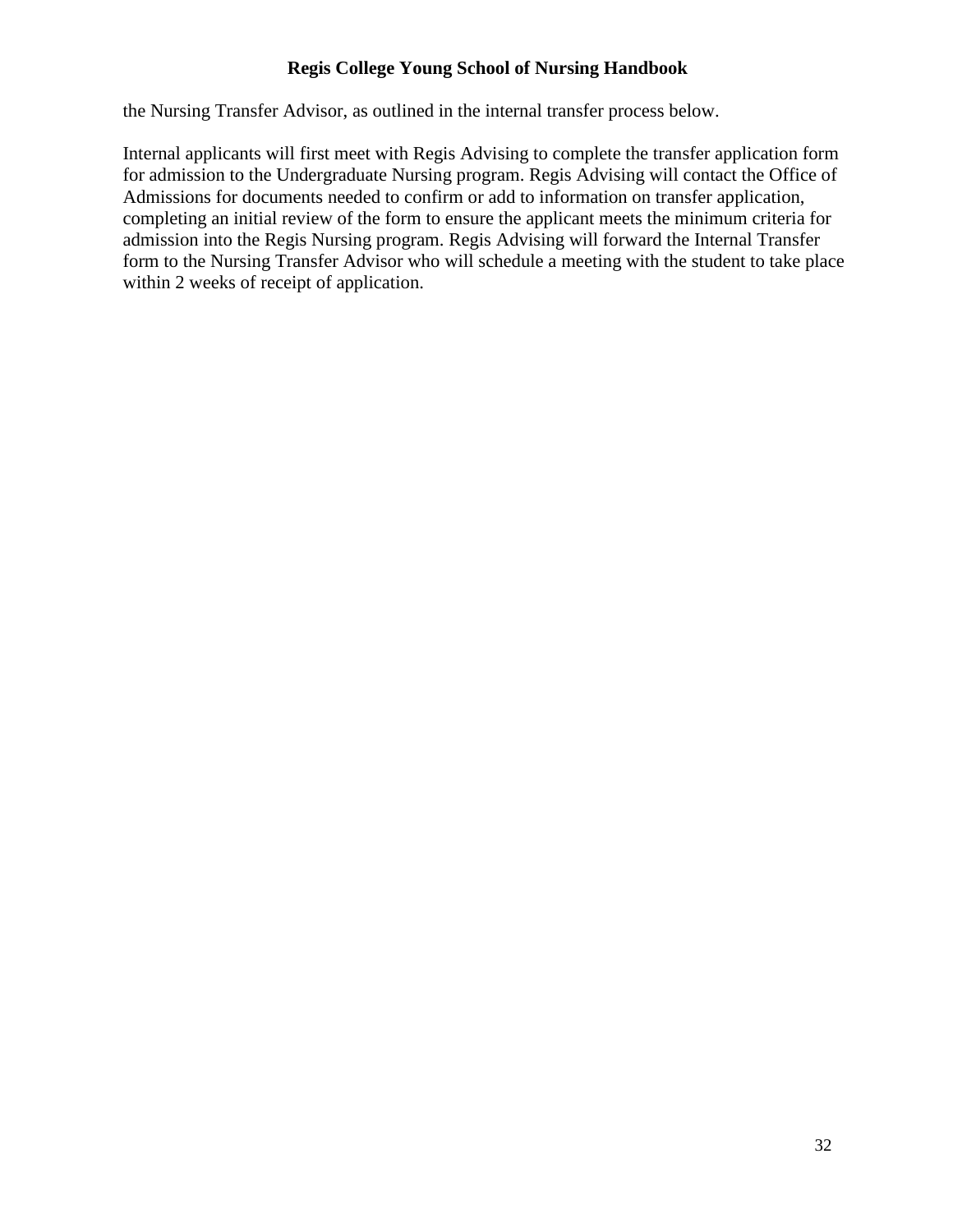the Nursing Transfer Advisor, as outlined in the internal transfer process below.

Internal applicants will first meet with Regis Advising to complete the transfer application form for admission to the Undergraduate Nursing program. Regis Advising will contact the Office of Admissions for documents needed to confirm or add to information on transfer application, completing an initial review of the form to ensure the applicant meets the minimum criteria for admission into the Regis Nursing program. Regis Advising will forward the Internal Transfer form to the Nursing Transfer Advisor who will schedule a meeting with the student to take place within 2 weeks of receipt of application.